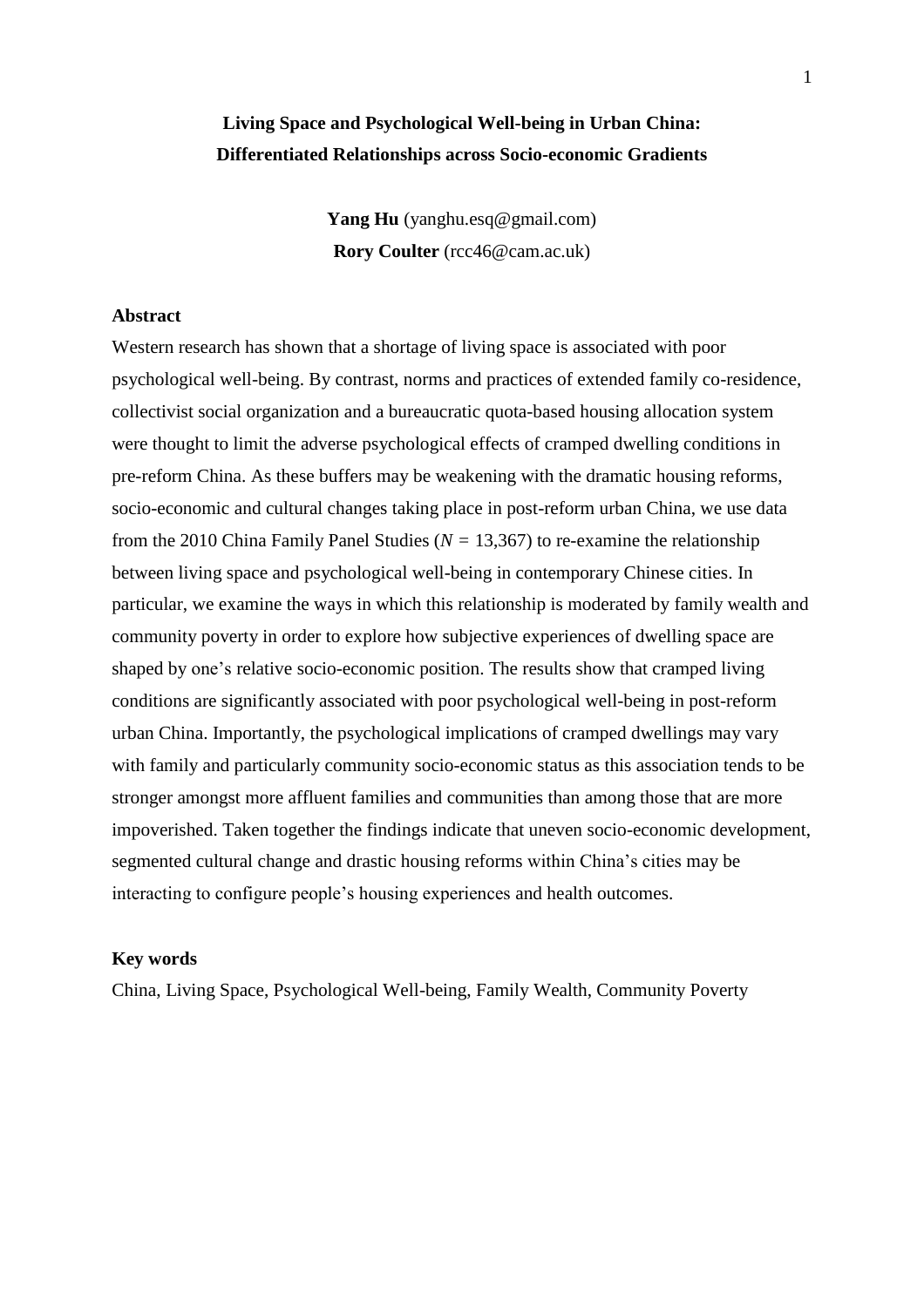# Living Space and Psychological Well-being in Urban China: Differentiated Relationships across Socio-economic Gradients

**Yang Hu** (yanghu.esq@gmail.com)
**Rory Coulter** (rcc46@cam.ac.uk)

## Abstract

Western research has shown that a shortage of living space is associated with poor psychological well-being. By contrast, norms and practices of extended family co-residence, collectivist social organization and a bureaucratic quota-based housing allocation system were thought to limit the adverse psychological effects of cramped dwelling conditions in pre-reform China. As these buffers may be weakening with the dramatic housing reforms, socio-economic and cultural changes taking place in post-reform urban China, we use data from the 2010 China Family Panel Studies ($N$ = 13,367) to re-examine the relationship between living space and psychological well-being in contemporary Chinese cities. In particular, we examine the ways in which this relationship is moderated by family wealth and community poverty in order to explore how subjective experiences of dwelling space are shaped by one's relative socio-economic position. The results show that cramped living conditions are significantly associated with poor psychological well-being in post-reform urban China. Importantly, the psychological implications of cramped dwellings may vary with family and particularly community socio-economic status as this association tends to be stronger amongst more affluent families and communities than among those that are more impoverished. Taken together the findings indicate that uneven socio-economic development, segmented cultural change and drastic housing reforms within China's cities may be interacting to configure people's housing experiences and health outcomes.

## Key words

China, Living Space, Psychological Well-being, Family Wealth, Community Poverty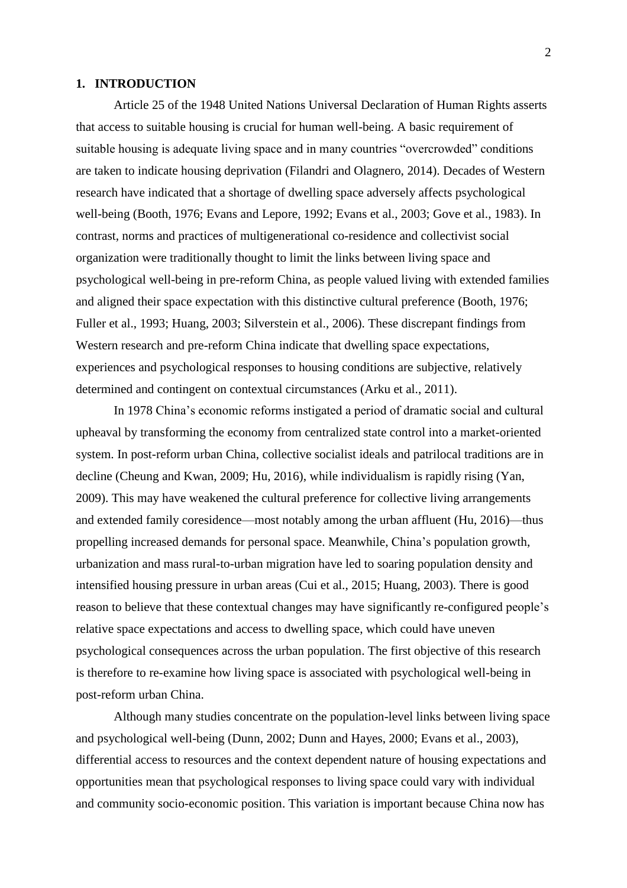## 1. INTRODUCTION

Article 25 of the 1948 United Nations Universal Declaration of Human Rights asserts that access to suitable housing is crucial for human well-being. A basic requirement of suitable housing is adequate living space and in many countries "overcrowded" conditions are taken to indicate housing deprivation (Filandri and Olagnero, 2014). Decades of Western research have indicated that a shortage of dwelling space adversely affects psychological well-being (Booth, 1976; Evans and Lepore, 1992; Evans et al., 2003; Gove et al., 1983). In contrast, norms and practices of multigenerational co-residence and collectivist social organization were traditionally thought to limit the links between living space and psychological well-being in pre-reform China, as people valued living with extended families and aligned their space expectation with this distinctive cultural preference (Booth, 1976; Fuller et al., 1993; Huang, 2003; Silverstein et al., 2006). These discrepant findings from Western research and pre-reform China indicate that dwelling space expectations, experiences and psychological responses to housing conditions are subjective, relatively determined and contingent on contextual circumstances (Arku et al., 2011).

In 1978 China's economic reforms instigated a period of dramatic social and cultural upheaval by transforming the economy from centralized state control into a market-oriented system. In post-reform urban China, collective socialist ideals and patrilocal traditions are in decline (Cheung and Kwan, 2009; Hu, 2016), while individualism is rapidly rising (Yan, 2009). This may have weakened the cultural preference for collective living arrangements and extended family coresidence—most notably among the urban affluent (Hu, 2016)—thus propelling increased demands for personal space. Meanwhile, China's population growth, urbanization and mass rural-to-urban migration have led to soaring population density and intensified housing pressure in urban areas (Cui et al., 2015; Huang, 2003). There is good reason to believe that these contextual changes may have significantly re-configured people's relative space expectations and access to dwelling space, which could have uneven psychological consequences across the urban population. The first objective of this research is therefore to re-examine how living space is associated with psychological well-being in post-reform urban China.

Although many studies concentrate on the population-level links between living space and psychological well-being (Dunn, 2002; Dunn and Hayes, 2000; Evans et al., 2003), differential access to resources and the context dependent nature of housing expectations and opportunities mean that psychological responses to living space could vary with individual and community socio-economic position. This variation is important because China now has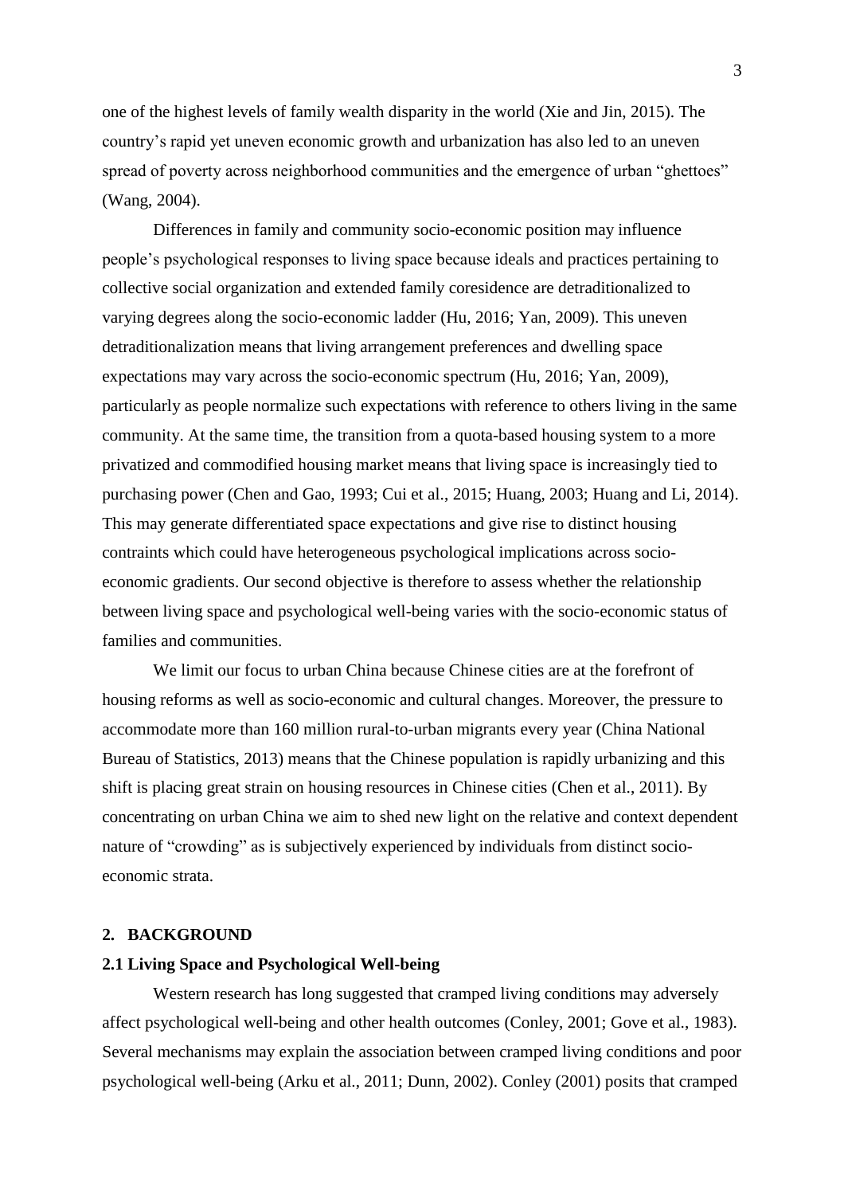one of the highest levels of family wealth disparity in the world (Xie and Jin, 2015). The country's rapid yet uneven economic growth and urbanization has also led to an uneven spread of poverty across neighborhood communities and the emergence of urban "ghettoes" (Wang, 2004).

Differences in family and community socio-economic position may influence people's psychological responses to living space because ideals and practices pertaining to collective social organization and extended family coresidence are detraditionalized to varying degrees along the socio-economic ladder (Hu, 2016; Yan, 2009). This uneven detraditionalization means that living arrangement preferences and dwelling space expectations may vary across the socio-economic spectrum (Hu, 2016; Yan, 2009), particularly as people normalize such expectations with reference to others living in the same community. At the same time, the transition from a quota-based housing system to a more privatized and commodified housing market means that living space is increasingly tied to purchasing power (Chen and Gao, 1993; Cui et al., 2015; Huang, 2003; Huang and Li, 2014). This may generate differentiated space expectations and give rise to distinct housing contraints which could have heterogeneous psychological implications across socio-economic gradients. Our second objective is therefore to assess whether the relationship between living space and psychological well-being varies with the socio-economic status of families and communities.

We limit our focus to urban China because Chinese cities are at the forefront of housing reforms as well as socio-economic and cultural changes. Moreover, the pressure to accommodate more than 160 million rural-to-urban migrants every year (China National Bureau of Statistics, 2013) means that the Chinese population is rapidly urbanizing and this shift is placing great strain on housing resources in Chinese cities (Chen et al., 2011). By concentrating on urban China we aim to shed new light on the relative and context dependent nature of "crowding" as is subjectively experienced by individuals from distinct socio-economic strata.

## 2. BACKGROUND

### 2.1 Living Space and Psychological Well-being

Western research has long suggested that cramped living conditions may adversely affect psychological well-being and other health outcomes (Conley, 2001; Gove et al., 1983). Several mechanisms may explain the association between cramped living conditions and poor psychological well-being (Arku et al., 2011; Dunn, 2002). Conley (2001) posits that cramped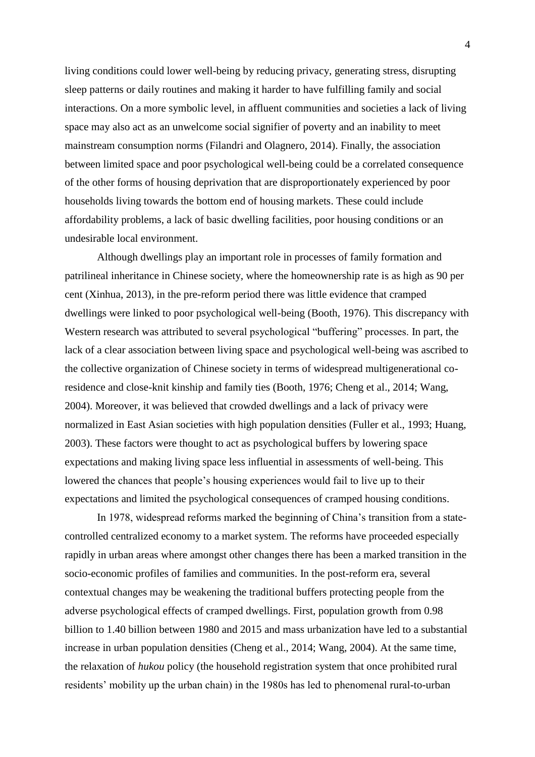living conditions could lower well-being by reducing privacy, generating stress, disrupting sleep patterns or daily routines and making it harder to have fulfilling family and social interactions. On a more symbolic level, in affluent communities and societies a lack of living space may also act as an unwelcome social signifier of poverty and an inability to meet mainstream consumption norms (Filandri and Olagnero, 2014). Finally, the association between limited space and poor psychological well-being could be a correlated consequence of the other forms of housing deprivation that are disproportionately experienced by poor households living towards the bottom end of housing markets. These could include affordability problems, a lack of basic dwelling facilities, poor housing conditions or an undesirable local environment.

Although dwellings play an important role in processes of family formation and patrilineal inheritance in Chinese society, where the homeownership rate is as high as 90 per cent (Xinhua, 2013), in the pre-reform period there was little evidence that cramped dwellings were linked to poor psychological well-being (Booth, 1976). This discrepancy with Western research was attributed to several psychological "buffering" processes. In part, the lack of a clear association between living space and psychological well-being was ascribed to the collective organization of Chinese society in terms of widespread multigenerational co-residence and close-knit kinship and family ties (Booth, 1976; Cheng et al., 2014; Wang, 2004). Moreover, it was believed that crowded dwellings and a lack of privacy were normalized in East Asian societies with high population densities (Fuller et al., 1993; Huang, 2003). These factors were thought to act as psychological buffers by lowering space expectations and making living space less influential in assessments of well-being. This lowered the chances that people's housing experiences would fail to live up to their expectations and limited the psychological consequences of cramped housing conditions.

In 1978, widespread reforms marked the beginning of China's transition from a state-controlled centralized economy to a market system. The reforms have proceeded especially rapidly in urban areas where amongst other changes there has been a marked transition in the socio-economic profiles of families and communities. In the post-reform era, several contextual changes may be weakening the traditional buffers protecting people from the adverse psychological effects of cramped dwellings. First, population growth from 0.98 billion to 1.40 billion between 1980 and 2015 and mass urbanization have led to a substantial increase in urban population densities (Cheng et al., 2014; Wang, 2004). At the same time, the relaxation of *hukou* policy (the household registration system that once prohibited rural residents' mobility up the urban chain) in the 1980s has led to phenomenal rural-to-urban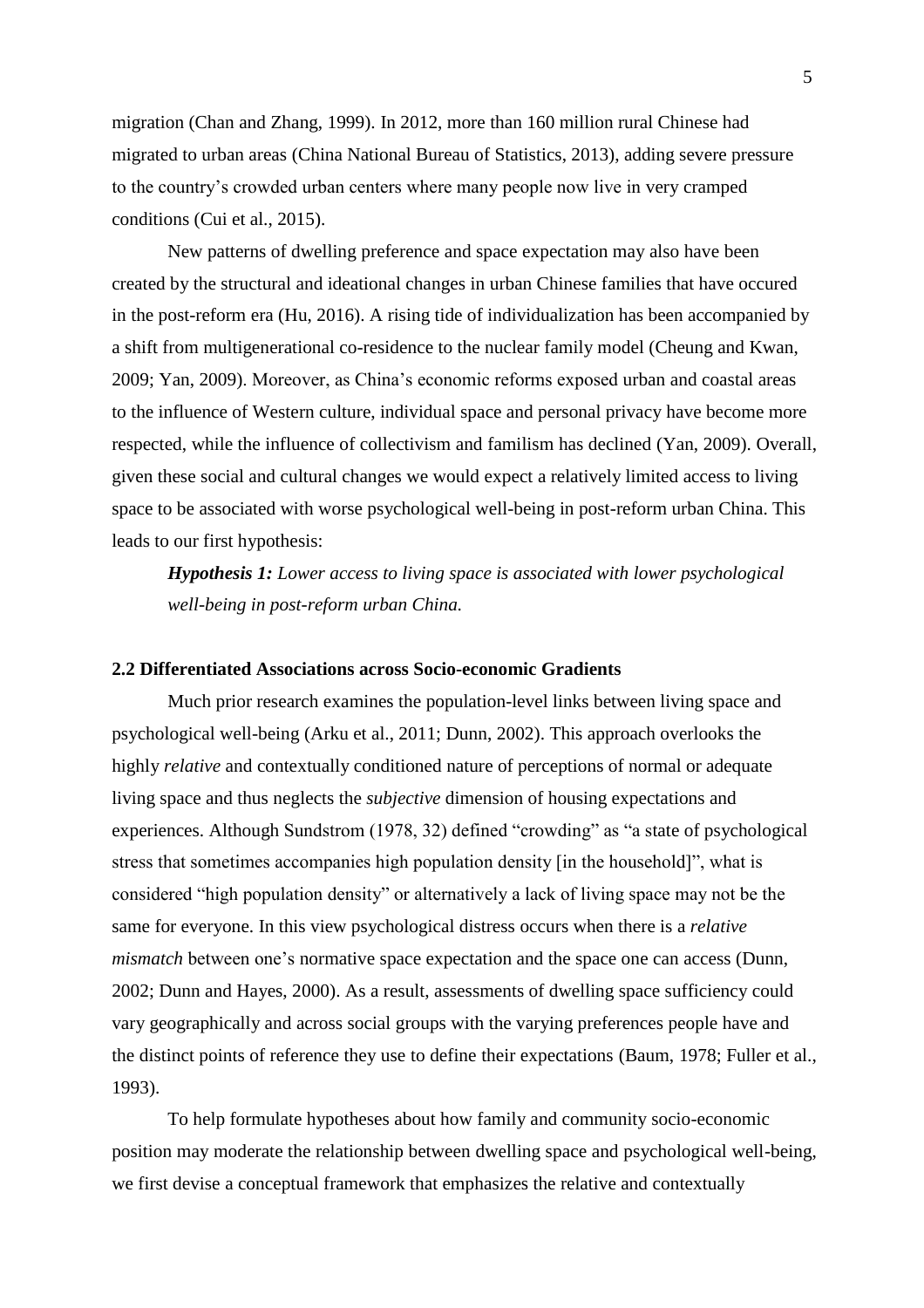migration (Chan and Zhang, 1999). In 2012, more than 160 million rural Chinese had migrated to urban areas (China National Bureau of Statistics, 2013), adding severe pressure to the country's crowded urban centers where many people now live in very cramped conditions (Cui et al., 2015).

New patterns of dwelling preference and space expectation may also have been created by the structural and ideational changes in urban Chinese families that have occured in the post-reform era (Hu, 2016). A rising tide of individualization has been accompanied by a shift from multigenerational co-residence to the nuclear family model (Cheung and Kwan, 2009; Yan, 2009). Moreover, as China's economic reforms exposed urban and coastal areas to the influence of Western culture, individual space and personal privacy have become more respected, while the influence of collectivism and familism has declined (Yan, 2009). Overall, given these social and cultural changes we would expect a relatively limited access to living space to be associated with worse psychological well-being in post-reform urban China. This leads to our first hypothesis:

***Hypothesis 1:*** *Lower access to living space is associated with lower psychological well-being in post-reform urban China.*

### 2.2 Differentiated Associations across Socio-economic Gradients

Much prior research examines the population-level links between living space and psychological well-being (Arku et al., 2011; Dunn, 2002). This approach overlooks the highly *relative* and contextually conditioned nature of perceptions of normal or adequate living space and thus neglects the *subjective* dimension of housing expectations and experiences. Although Sundstrom (1978, 32) defined "crowding" as "a state of psychological stress that sometimes accompanies high population density [in the household]", what is considered "high population density" or alternatively a lack of living space may not be the same for everyone. In this view psychological distress occurs when there is a *relative mismatch* between one's normative space expectation and the space one can access (Dunn, 2002; Dunn and Hayes, 2000). As a result, assessments of dwelling space sufficiency could vary geographically and across social groups with the varying preferences people have and the distinct points of reference they use to define their expectations (Baum, 1978; Fuller et al., 1993).

To help formulate hypotheses about how family and community socio-economic position may moderate the relationship between dwelling space and psychological well-being, we first devise a conceptual framework that emphasizes the relative and contextually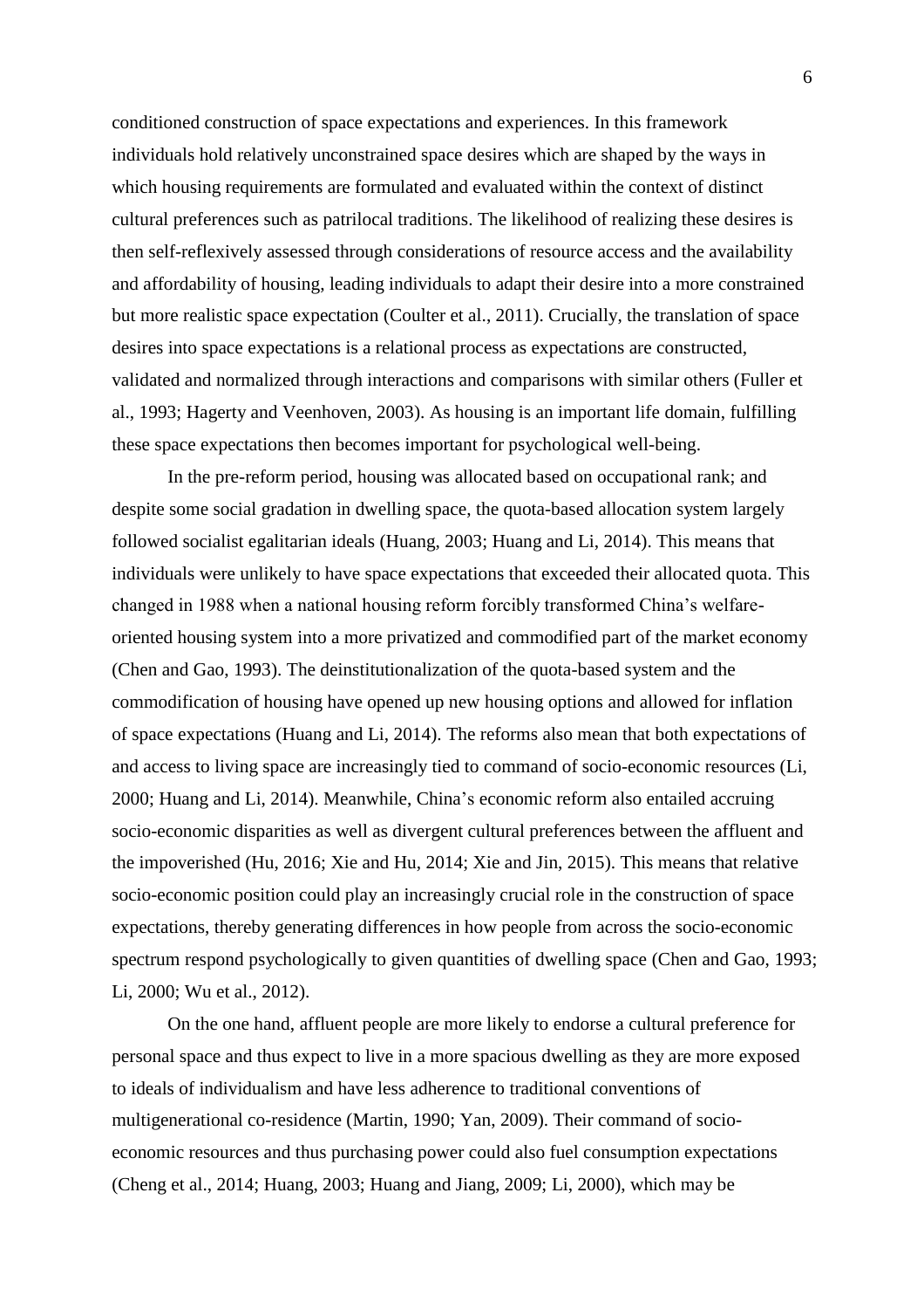conditioned construction of space expectations and experiences. In this framework individuals hold relatively unconstrained space desires which are shaped by the ways in which housing requirements are formulated and evaluated within the context of distinct cultural preferences such as patrilocal traditions. The likelihood of realizing these desires is then self-reflexively assessed through considerations of resource access and the availability and affordability of housing, leading individuals to adapt their desire into a more constrained but more realistic space expectation (Coulter et al., 2011). Crucially, the translation of space desires into space expectations is a relational process as expectations are constructed, validated and normalized through interactions and comparisons with similar others (Fuller et al., 1993; Hagerty and Veenhoven, 2003). As housing is an important life domain, fulfilling these space expectations then becomes important for psychological well-being.

In the pre-reform period, housing was allocated based on occupational rank; and despite some social gradation in dwelling space, the quota-based allocation system largely followed socialist egalitarian ideals (Huang, 2003; Huang and Li, 2014). This means that individuals were unlikely to have space expectations that exceeded their allocated quota. This changed in 1988 when a national housing reform forcibly transformed China's welfare-oriented housing system into a more privatized and commodified part of the market economy (Chen and Gao, 1993). The deinstitutionalization of the quota-based system and the commodification of housing have opened up new housing options and allowed for inflation of space expectations (Huang and Li, 2014). The reforms also mean that both expectations of and access to living space are increasingly tied to command of socio-economic resources (Li, 2000; Huang and Li, 2014). Meanwhile, China's economic reform also entailed accruing socio-economic disparities as well as divergent cultural preferences between the affluent and the impoverished (Hu, 2016; Xie and Hu, 2014; Xie and Jin, 2015). This means that relative socio-economic position could play an increasingly crucial role in the construction of space expectations, thereby generating differences in how people from across the socio-economic spectrum respond psychologically to given quantities of dwelling space (Chen and Gao, 1993; Li, 2000; Wu et al., 2012).

On the one hand, affluent people are more likely to endorse a cultural preference for personal space and thus expect to live in a more spacious dwelling as they are more exposed to ideals of individualism and have less adherence to traditional conventions of multigenerational co-residence (Martin, 1990; Yan, 2009). Their command of socio-economic resources and thus purchasing power could also fuel consumption expectations (Cheng et al., 2014; Huang, 2003; Huang and Jiang, 2009; Li, 2000), which may be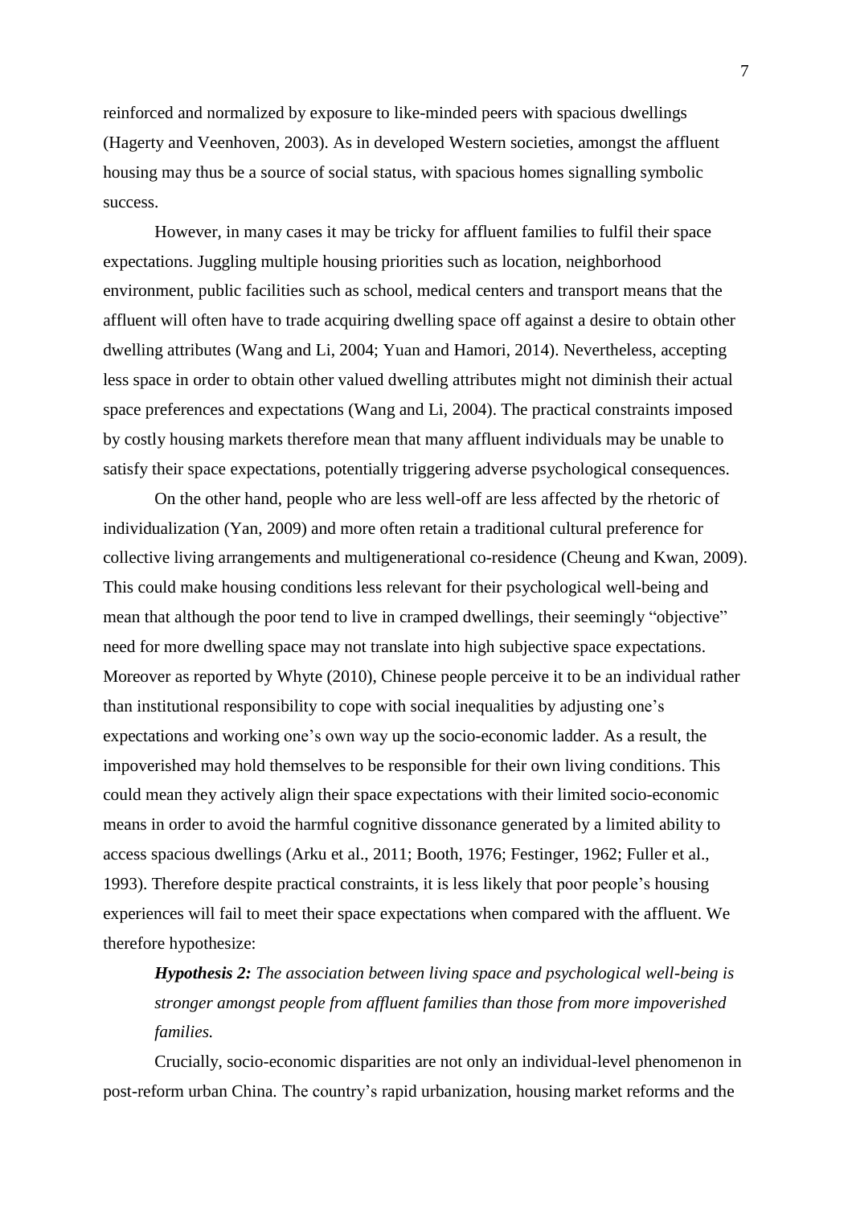reinforced and normalized by exposure to like-minded peers with spacious dwellings (Hagerty and Veenhoven, 2003). As in developed Western societies, amongst the affluent housing may thus be a source of social status, with spacious homes signalling symbolic success.

However, in many cases it may be tricky for affluent families to fulfil their space expectations. Juggling multiple housing priorities such as location, neighborhood environment, public facilities such as school, medical centers and transport means that the affluent will often have to trade acquiring dwelling space off against a desire to obtain other dwelling attributes (Wang and Li, 2004; Yuan and Hamori, 2014). Nevertheless, accepting less space in order to obtain other valued dwelling attributes might not diminish their actual space preferences and expectations (Wang and Li, 2004). The practical constraints imposed by costly housing markets therefore mean that many affluent individuals may be unable to satisfy their space expectations, potentially triggering adverse psychological consequences.

On the other hand, people who are less well-off are less affected by the rhetoric of individualization (Yan, 2009) and more often retain a traditional cultural preference for collective living arrangements and multigenerational co-residence (Cheung and Kwan, 2009). This could make housing conditions less relevant for their psychological well-being and mean that although the poor tend to live in cramped dwellings, their seemingly "objective" need for more dwelling space may not translate into high subjective space expectations. Moreover as reported by Whyte (2010), Chinese people perceive it to be an individual rather than institutional responsibility to cope with social inequalities by adjusting one's expectations and working one's own way up the socio-economic ladder. As a result, the impoverished may hold themselves to be responsible for their own living conditions. This could mean they actively align their space expectations with their limited socio-economic means in order to avoid the harmful cognitive dissonance generated by a limited ability to access spacious dwellings (Arku et al., 2011; Booth, 1976; Festinger, 1962; Fuller et al., 1993). Therefore despite practical constraints, it is less likely that poor people's housing experiences will fail to meet their space expectations when compared with the affluent. We therefore hypothesize:

***Hypothesis 2:*** *The association between living space and psychological well-being is stronger amongst people from affluent families than those from more impoverished families.*

Crucially, socio-economic disparities are not only an individual-level phenomenon in post-reform urban China. The country's rapid urbanization, housing market reforms and the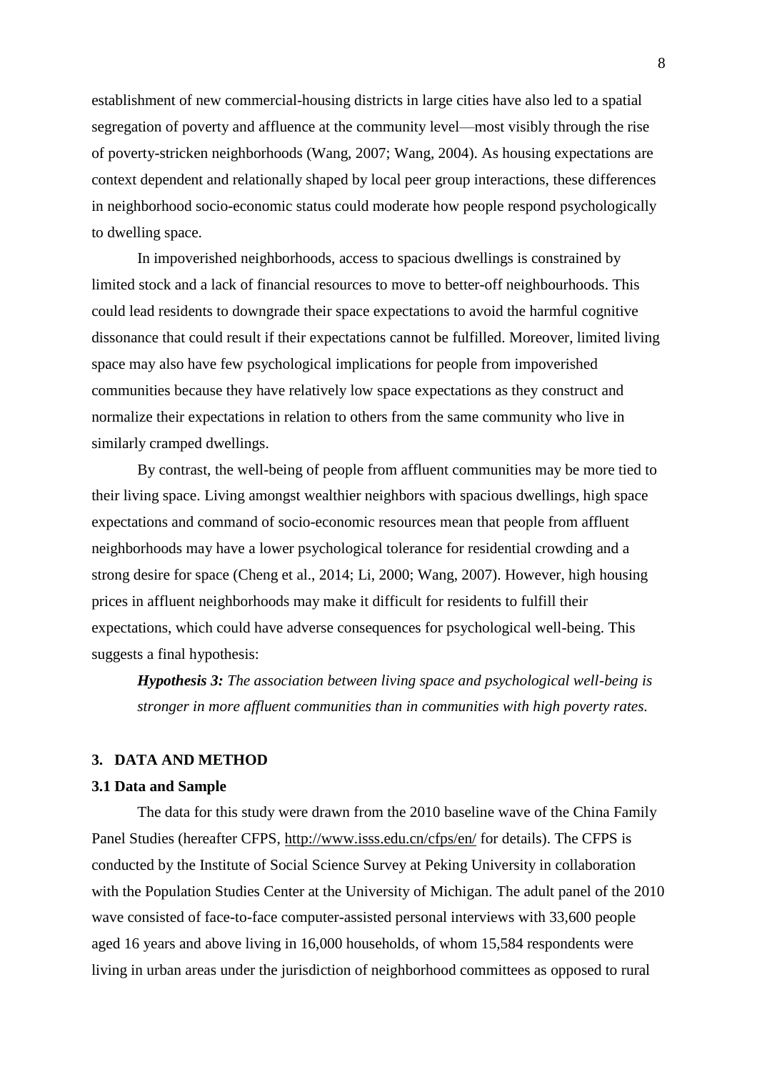establishment of new commercial-housing districts in large cities have also led to a spatial segregation of poverty and affluence at the community level—most visibly through the rise of poverty-stricken neighborhoods (Wang, 2007; Wang, 2004). As housing expectations are context dependent and relationally shaped by local peer group interactions, these differences in neighborhood socio-economic status could moderate how people respond psychologically to dwelling space.

In impoverished neighborhoods, access to spacious dwellings is constrained by limited stock and a lack of financial resources to move to better-off neighbourhoods. This could lead residents to downgrade their space expectations to avoid the harmful cognitive dissonance that could result if their expectations cannot be fulfilled. Moreover, limited living space may also have few psychological implications for people from impoverished communities because they have relatively low space expectations as they construct and normalize their expectations in relation to others from the same community who live in similarly cramped dwellings.

By contrast, the well-being of people from affluent communities may be more tied to their living space. Living amongst wealthier neighbors with spacious dwellings, high space expectations and command of socio-economic resources mean that people from affluent neighborhoods may have a lower psychological tolerance for residential crowding and a strong desire for space (Cheng et al., 2014; Li, 2000; Wang, 2007). However, high housing prices in affluent neighborhoods may make it difficult for residents to fulfill their expectations, which could have adverse consequences for psychological well-being. This suggests a final hypothesis:

***Hypothesis 3:*** *The association between living space and psychological well-being is stronger in more affluent communities than in communities with high poverty rates.*

## 3. DATA AND METHOD

### 3.1 Data and Sample

The data for this study were drawn from the 2010 baseline wave of the China Family Panel Studies (hereafter CFPS, http://www.isss.edu.cn/cfps/en/ for details). The CFPS is conducted by the Institute of Social Science Survey at Peking University in collaboration with the Population Studies Center at the University of Michigan. The adult panel of the 2010 wave consisted of face-to-face computer-assisted personal interviews with 33,600 people aged 16 years and above living in 16,000 households, of whom 15,584 respondents were living in urban areas under the jurisdiction of neighborhood committees as opposed to rural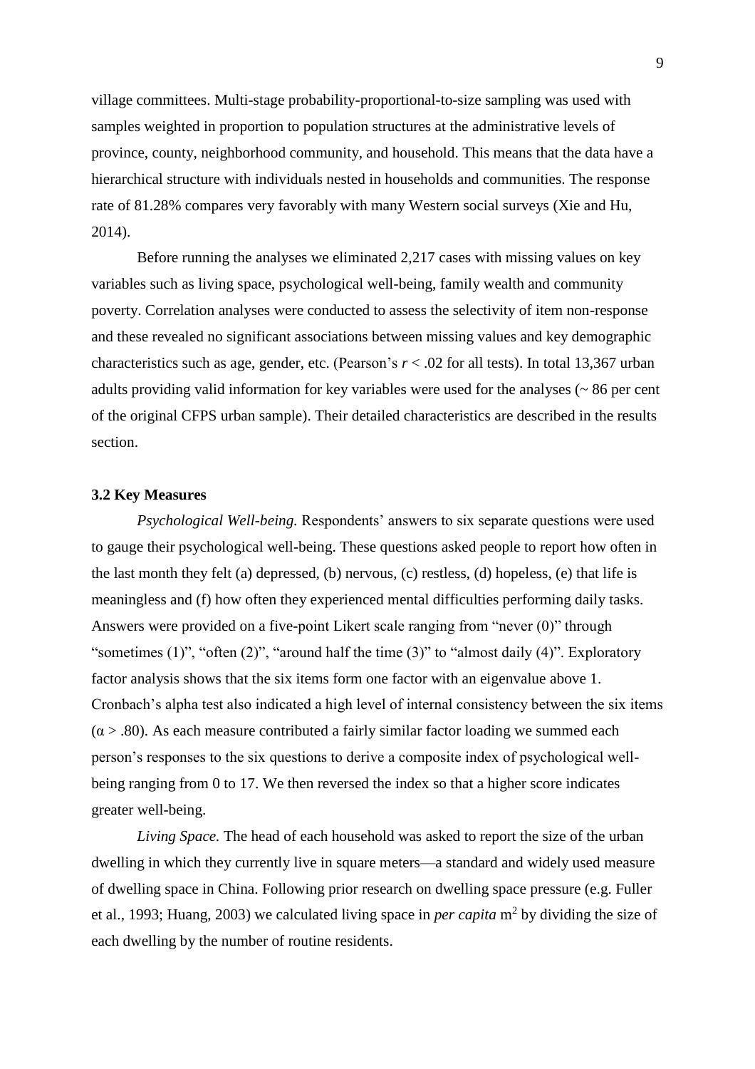village committees. Multi-stage probability-proportional-to-size sampling was used with samples weighted in proportion to population structures at the administrative levels of province, county, neighborhood community, and household. This means that the data have a hierarchical structure with individuals nested in households and communities. The response rate of 81.28% compares very favorably with many Western social surveys (Xie and Hu, 2014).

Before running the analyses we eliminated 2,217 cases with missing values on key variables such as living space, psychological well-being, family wealth and community poverty. Correlation analyses were conducted to assess the selectivity of item non-response and these revealed no significant associations between missing values and key demographic characteristics such as age, gender, etc. (Pearson's $r < .02$ for all tests). In total 13,367 urban adults providing valid information for key variables were used for the analyses (~ 86 per cent of the original CFPS urban sample). Their detailed characteristics are described in the results section.

### 3.2 Key Measures

*Psychological Well-being.* Respondents' answers to six separate questions were used to gauge their psychological well-being. These questions asked people to report how often in the last month they felt (a) depressed, (b) nervous, (c) restless, (d) hopeless, (e) that life is meaningless and (f) how often they experienced mental difficulties performing daily tasks. Answers were provided on a five-point Likert scale ranging from "never (0)" through "sometimes (1)", "often (2)", "around half the time (3)" to "almost daily (4)". Exploratory factor analysis shows that the six items form one factor with an eigenvalue above 1. Cronbach's alpha test also indicated a high level of internal consistency between the six items ($\alpha > .80$). As each measure contributed a fairly similar factor loading we summed each person's responses to the six questions to derive a composite index of psychological well-being ranging from 0 to 17. We then reversed the index so that a higher score indicates greater well-being.

*Living Space.* The head of each household was asked to report the size of the urban dwelling in which they currently live in square meters—a standard and widely used measure of dwelling space in China. Following prior research on dwelling space pressure (e.g. Fuller et al., 1993; Huang, 2003) we calculated living space in *per capita* $m^2$ by dividing the size of each dwelling by the number of routine residents.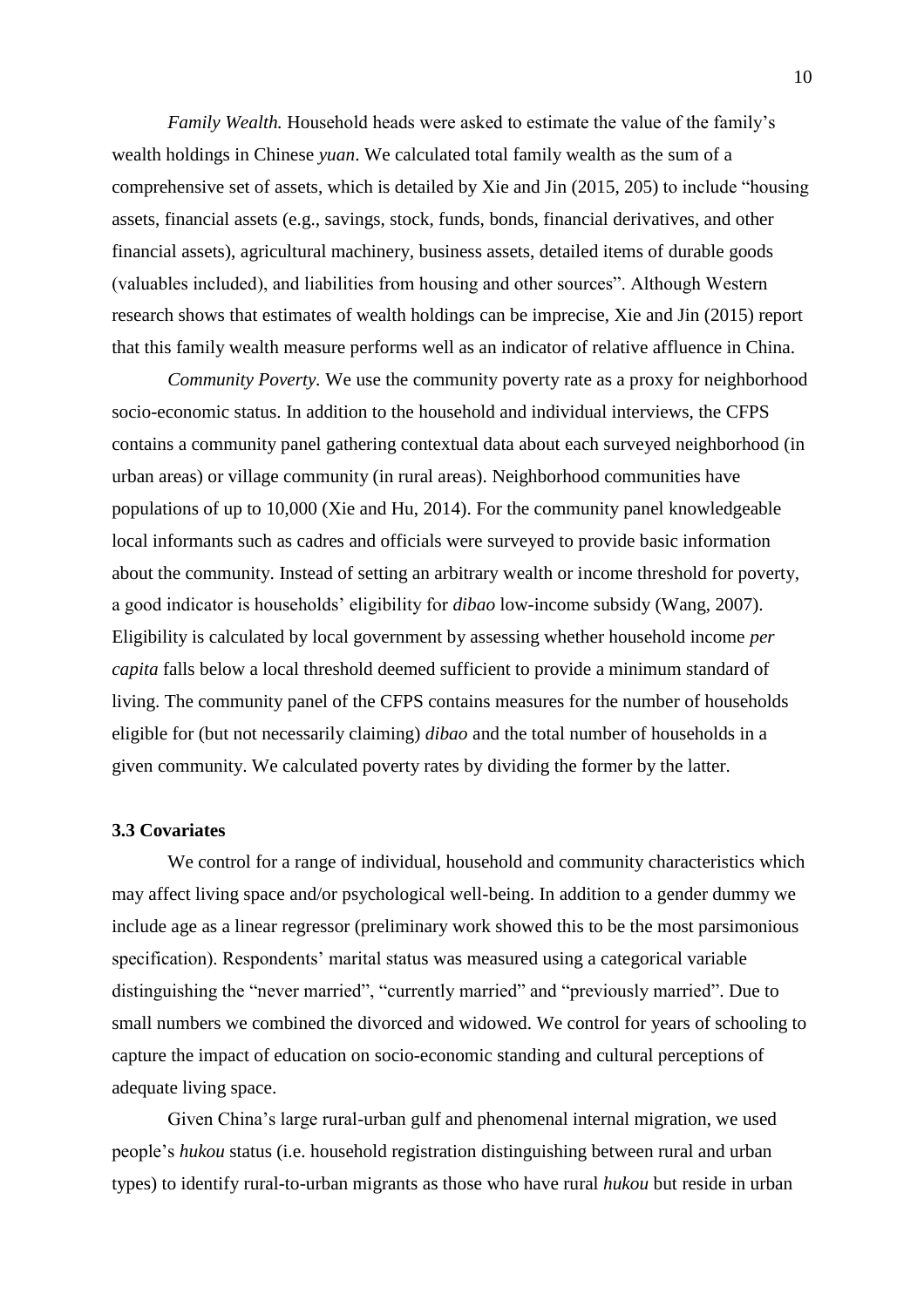*Family Wealth.* Household heads were asked to estimate the value of the family's wealth holdings in Chinese *yuan*. We calculated total family wealth as the sum of a comprehensive set of assets, which is detailed by Xie and Jin (2015, 205) to include "housing assets, financial assets (e.g., savings, stock, funds, bonds, financial derivatives, and other financial assets), agricultural machinery, business assets, detailed items of durable goods (valuables included), and liabilities from housing and other sources". Although Western research shows that estimates of wealth holdings can be imprecise, Xie and Jin (2015) report that this family wealth measure performs well as an indicator of relative affluence in China.

*Community Poverty.* We use the community poverty rate as a proxy for neighborhood socio-economic status. In addition to the household and individual interviews, the CFPS contains a community panel gathering contextual data about each surveyed neighborhood (in urban areas) or village community (in rural areas). Neighborhood communities have populations of up to 10,000 (Xie and Hu, 2014). For the community panel knowledgeable local informants such as cadres and officials were surveyed to provide basic information about the community. Instead of setting an arbitrary wealth or income threshold for poverty, a good indicator is households' eligibility for *dibao* low-income subsidy (Wang, 2007). Eligibility is calculated by local government by assessing whether household income *per capita* falls below a local threshold deemed sufficient to provide a minimum standard of living. The community panel of the CFPS contains measures for the number of households eligible for (but not necessarily claiming) *dibao* and the total number of households in a given community. We calculated poverty rates by dividing the former by the latter.

### 3.3 Covariates

We control for a range of individual, household and community characteristics which may affect living space and/or psychological well-being. In addition to a gender dummy we include age as a linear regressor (preliminary work showed this to be the most parsimonious specification). Respondents' marital status was measured using a categorical variable distinguishing the "never married", "currently married" and "previously married". Due to small numbers we combined the divorced and widowed. We control for years of schooling to capture the impact of education on socio-economic standing and cultural perceptions of adequate living space.

Given China's large rural-urban gulf and phenomenal internal migration, we used people's *hukou* status (i.e. household registration distinguishing between rural and urban types) to identify rural-to-urban migrants as those who have rural *hukou* but reside in urban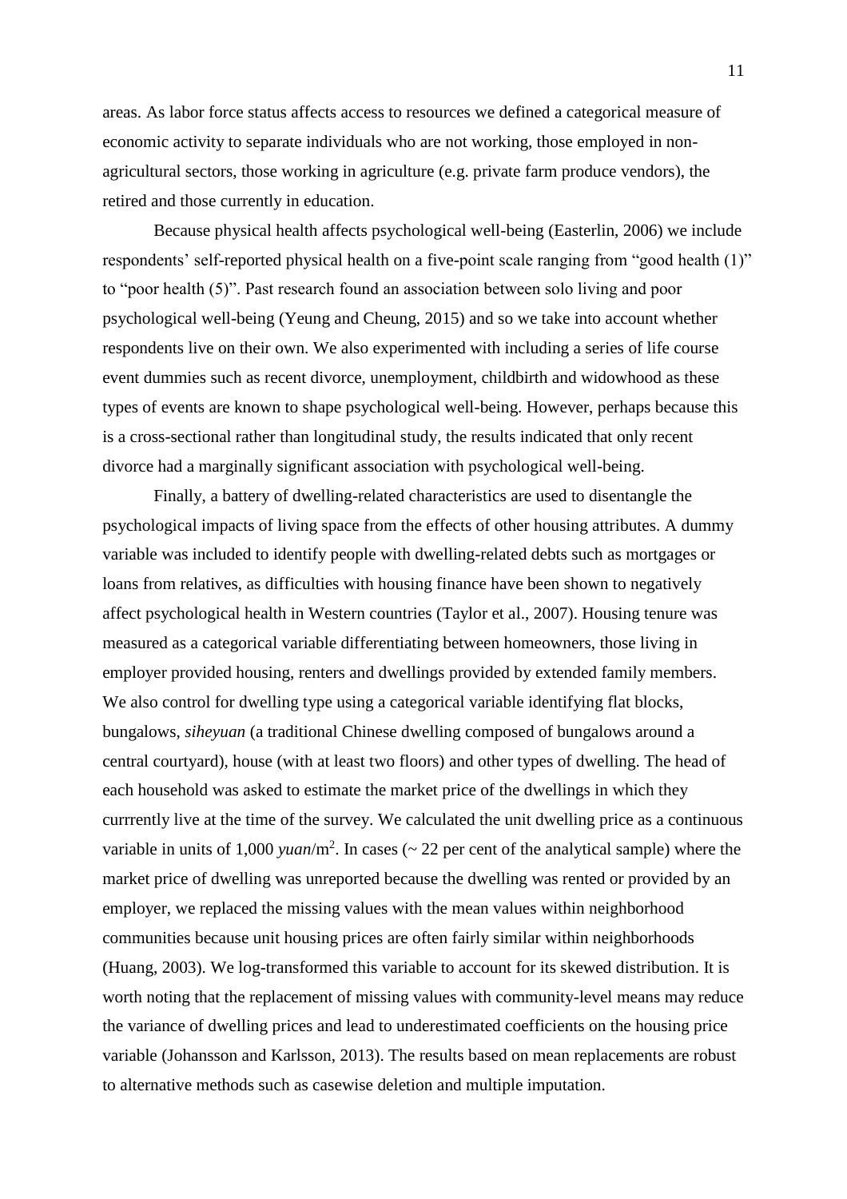areas. As labor force status affects access to resources we defined a categorical measure of economic activity to separate individuals who are not working, those employed in non-agricultural sectors, those working in agriculture (e.g. private farm produce vendors), the retired and those currently in education.

Because physical health affects psychological well-being (Easterlin, 2006) we include respondents' self-reported physical health on a five-point scale ranging from "good health (1)" to "poor health (5)". Past research found an association between solo living and poor psychological well-being (Yeung and Cheung, 2015) and so we take into account whether respondents live on their own. We also experimented with including a series of life course event dummies such as recent divorce, unemployment, childbirth and widowhood as these types of events are known to shape psychological well-being. However, perhaps because this is a cross-sectional rather than longitudinal study, the results indicated that only recent divorce had a marginally significant association with psychological well-being.

Finally, a battery of dwelling-related characteristics are used to disentangle the psychological impacts of living space from the effects of other housing attributes. A dummy variable was included to identify people with dwelling-related debts such as mortgages or loans from relatives, as difficulties with housing finance have been shown to negatively affect psychological health in Western countries (Taylor et al., 2007). Housing tenure was measured as a categorical variable differentiating between homeowners, those living in employer provided housing, renters and dwellings provided by extended family members. We also control for dwelling type using a categorical variable identifying flat blocks, bungalows, *siheyuan* (a traditional Chinese dwelling composed of bungalows around a central courtyard), house (with at least two floors) and other types of dwelling. The head of each household was asked to estimate the market price of the dwellings in which they currrently live at the time of the survey. We calculated the unit dwelling price as a continuous variable in units of 1,000 *yuan*/$m^2$. In cases (~ 22 per cent of the analytical sample) where the market price of dwelling was unreported because the dwelling was rented or provided by an employer, we replaced the missing values with the mean values within neighborhood communities because unit housing prices are often fairly similar within neighborhoods (Huang, 2003). We log-transformed this variable to account for its skewed distribution. It is worth noting that the replacement of missing values with community-level means may reduce the variance of dwelling prices and lead to underestimated coefficients on the housing price variable (Johansson and Karlsson, 2013). The results based on mean replacements are robust to alternative methods such as casewise deletion and multiple imputation.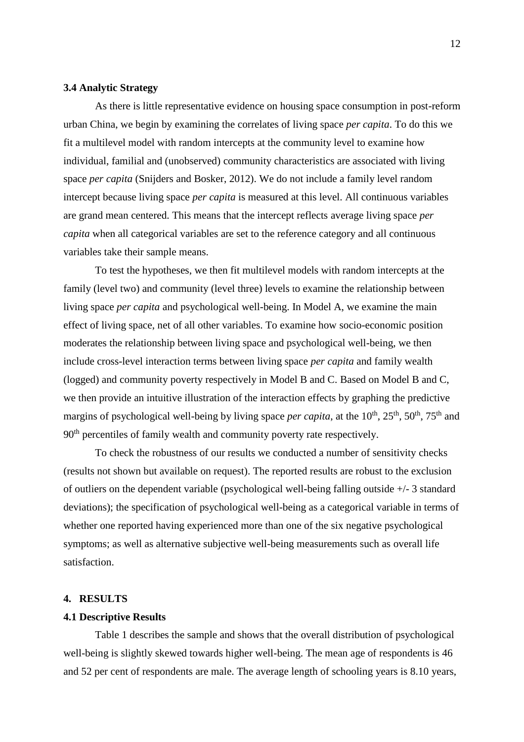### 3.4 Analytic Strategy

As there is little representative evidence on housing space consumption in post-reform urban China, we begin by examining the correlates of living space *per capita*. To do this we fit a multilevel model with random intercepts at the community level to examine how individual, familial and (unobserved) community characteristics are associated with living space *per capita* (Snijders and Bosker, 2012). We do not include a family level random intercept because living space *per capita* is measured at this level. All continuous variables are grand mean centered. This means that the intercept reflects average living space *per capita* when all categorical variables are set to the reference category and all continuous variables take their sample means.

To test the hypotheses, we then fit multilevel models with random intercepts at the family (level two) and community (level three) levels to examine the relationship between living space *per capita* and psychological well-being. In Model A, we examine the main effect of living space, net of all other variables. To examine how socio-economic position moderates the relationship between living space and psychological well-being, we then include cross-level interaction terms between living space *per capita* and family wealth (logged) and community poverty respectively in Model B and C. Based on Model B and C, we then provide an intuitive illustration of the interaction effects by graphing the predictive margins of psychological well-being by living space *per capita*, at the 10$^{th}$, 25$^{th}$, 50$^{th}$, 75$^{th}$ and 90$^{th}$ percentiles of family wealth and community poverty rate respectively.

To check the robustness of our results we conducted a number of sensitivity checks (results not shown but available on request). The reported results are robust to the exclusion of outliers on the dependent variable (psychological well-being falling outside +/- 3 standard deviations); the specification of psychological well-being as a categorical variable in terms of whether one reported having experienced more than one of the six negative psychological symptoms; as well as alternative subjective well-being measurements such as overall life satisfaction.

## 4. RESULTS

### 4.1 Descriptive Results

Table 1 describes the sample and shows that the overall distribution of psychological well-being is slightly skewed towards higher well-being. The mean age of respondents is 46 and 52 per cent of respondents are male. The average length of schooling years is 8.10 years,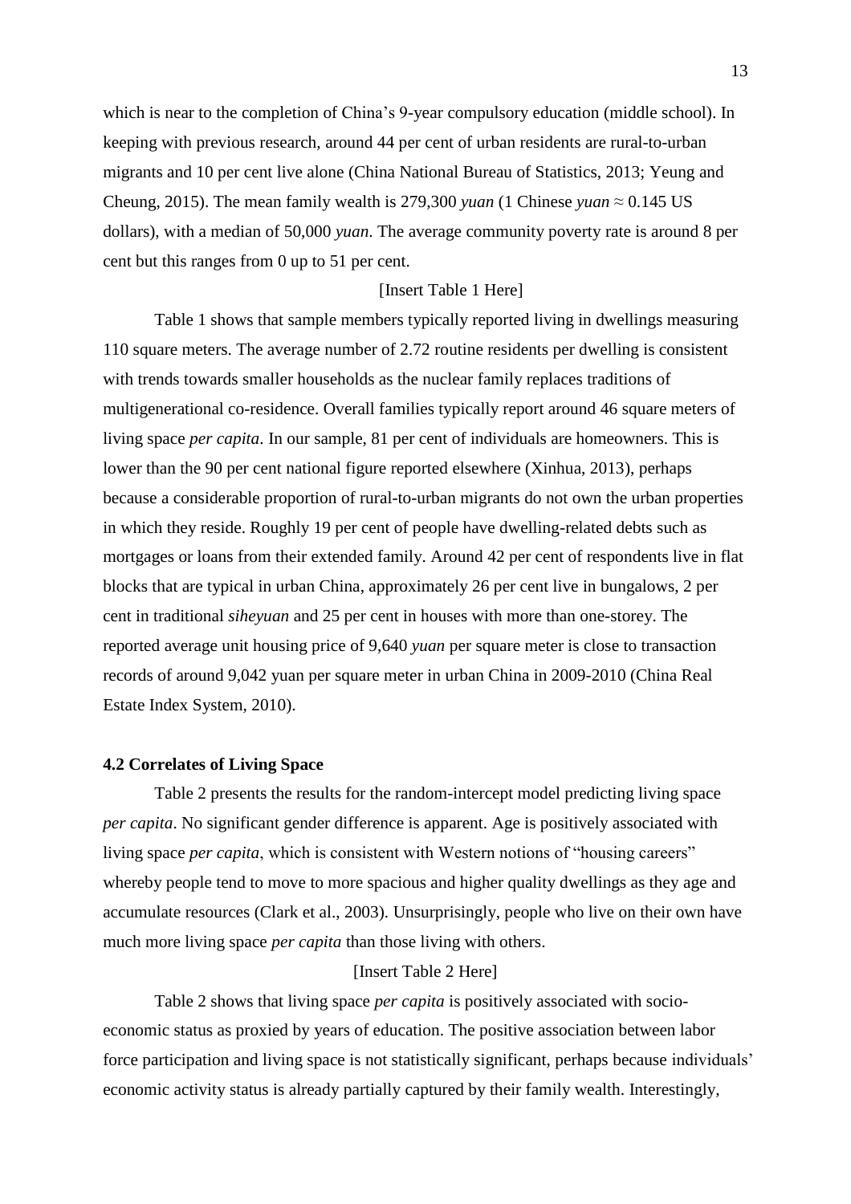which is near to the completion of China's 9-year compulsory education (middle school). In keeping with previous research, around 44 per cent of urban residents are rural-to-urban migrants and 10 per cent live alone (China National Bureau of Statistics, 2013; Yeung and Cheung, 2015). The mean family wealth is 279,300 *yuan* (1 Chinese *yuan* ≈ 0.145 US dollars), with a median of 50,000 *yuan*. The average community poverty rate is around 8 per cent but this ranges from 0 up to 51 per cent.

[Insert Table 1 Here]

Table 1 shows that sample members typically reported living in dwellings measuring 110 square meters. The average number of 2.72 routine residents per dwelling is consistent with trends towards smaller households as the nuclear family replaces traditions of multigenerational co-residence. Overall families typically report around 46 square meters of living space *per capita*. In our sample, 81 per cent of individuals are homeowners. This is lower than the 90 per cent national figure reported elsewhere (Xinhua, 2013), perhaps because a considerable proportion of rural-to-urban migrants do not own the urban properties in which they reside. Roughly 19 per cent of people have dwelling-related debts such as mortgages or loans from their extended family. Around 42 per cent of respondents live in flat blocks that are typical in urban China, approximately 26 per cent live in bungalows, 2 per cent in traditional *siheyuan* and 25 per cent in houses with more than one-storey. The reported average unit housing price of 9,640 *yuan* per square meter is close to transaction records of around 9,042 yuan per square meter in urban China in 2009-2010 (China Real Estate Index System, 2010).

### 4.2 Correlates of Living Space

Table 2 presents the results for the random-intercept model predicting living space *per capita*. No significant gender difference is apparent. Age is positively associated with living space *per capita*, which is consistent with Western notions of "housing careers" whereby people tend to move to more spacious and higher quality dwellings as they age and accumulate resources (Clark et al., 2003). Unsurprisingly, people who live on their own have much more living space *per capita* than those living with others.

[Insert Table 2 Here]

Table 2 shows that living space *per capita* is positively associated with socio-economic status as proxied by years of education. The positive association between labor force participation and living space is not statistically significant, perhaps because individuals' economic activity status is already partially captured by their family wealth. Interestingly,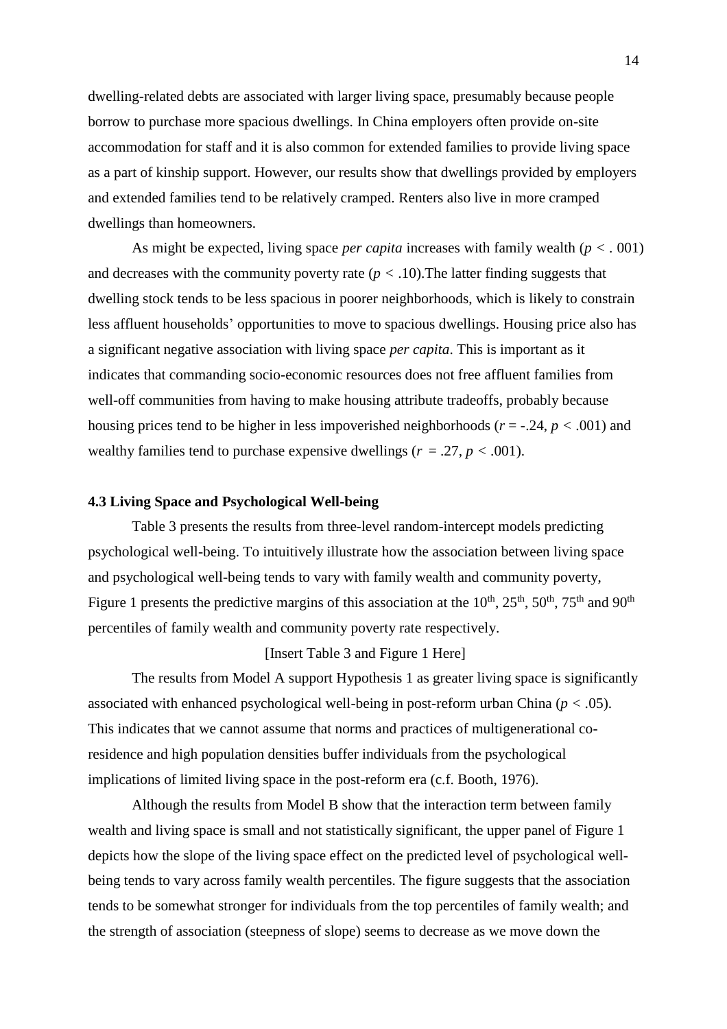dwelling-related debts are associated with larger living space, presumably because people borrow to purchase more spacious dwellings. In China employers often provide on-site accommodation for staff and it is also common for extended families to provide living space as a part of kinship support. However, our results show that dwellings provided by employers and extended families tend to be relatively cramped. Renters also live in more cramped dwellings than homeowners.

As might be expected, living space *per capita* increases with family wealth ($p < .001$) and decreases with the community poverty rate ($p < .10$).The latter finding suggests that dwelling stock tends to be less spacious in poorer neighborhoods, which is likely to constrain less affluent households' opportunities to move to spacious dwellings. Housing price also has a significant negative association with living space *per capita*. This is important as it indicates that commanding socio-economic resources does not free affluent families from well-off communities from having to make housing attribute tradeoffs, probably because housing prices tend to be higher in less impoverished neighborhoods ($r = -.24$, $p < .001$) and wealthy families tend to purchase expensive dwellings ($r = .27$, $p < .001$).

### 4.3 Living Space and Psychological Well-being

Table 3 presents the results from three-level random-intercept models predicting psychological well-being. To intuitively illustrate how the association between living space and psychological well-being tends to vary with family wealth and community poverty, Figure 1 presents the predictive margins of this association at the 10th, 25th, 50th, 75th and 90th percentiles of family wealth and community poverty rate respectively.

[Insert Table 3 and Figure 1 Here]

The results from Model A support Hypothesis 1 as greater living space is significantly associated with enhanced psychological well-being in post-reform urban China ($p < .05$). This indicates that we cannot assume that norms and practices of multigenerational co-residence and high population densities buffer individuals from the psychological implications of limited living space in the post-reform era (c.f. Booth, 1976).

Although the results from Model B show that the interaction term between family wealth and living space is small and not statistically significant, the upper panel of Figure 1 depicts how the slope of the living space effect on the predicted level of psychological well-being tends to vary across family wealth percentiles. The figure suggests that the association tends to be somewhat stronger for individuals from the top percentiles of family wealth; and the strength of association (steepness of slope) seems to decrease as we move down the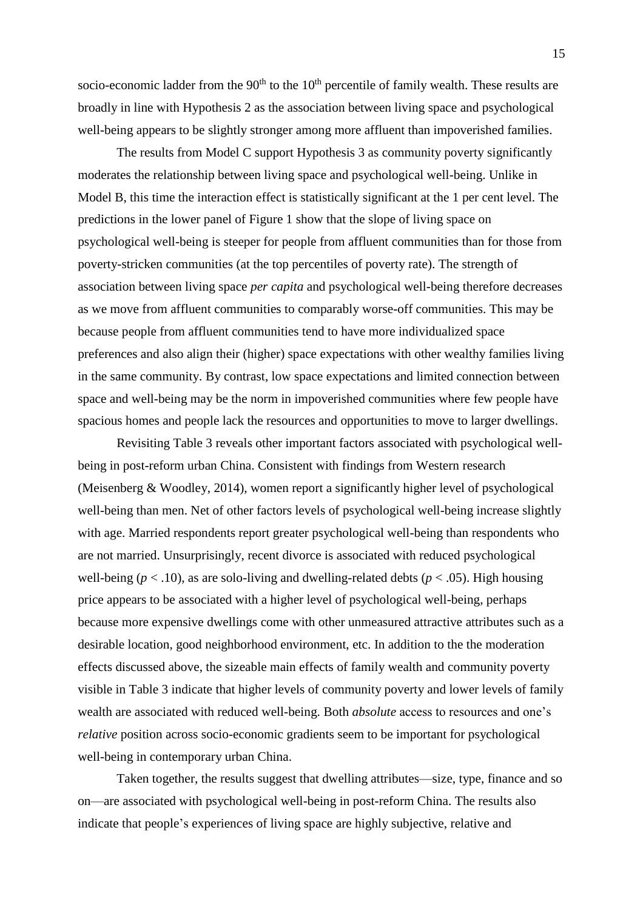socio-economic ladder from the 90th to the 10th percentile of family wealth. These results are broadly in line with Hypothesis 2 as the association between living space and psychological well-being appears to be slightly stronger among more affluent than impoverished families.

The results from Model C support Hypothesis 3 as community poverty significantly moderates the relationship between living space and psychological well-being. Unlike in Model B, this time the interaction effect is statistically significant at the 1 per cent level. The predictions in the lower panel of Figure 1 show that the slope of living space on psychological well-being is steeper for people from affluent communities than for those from poverty-stricken communities (at the top percentiles of poverty rate). The strength of association between living space *per capita* and psychological well-being therefore decreases as we move from affluent communities to comparably worse-off communities. This may be because people from affluent communities tend to have more individualized space preferences and also align their (higher) space expectations with other wealthy families living in the same community. By contrast, low space expectations and limited connection between space and well-being may be the norm in impoverished communities where few people have spacious homes and people lack the resources and opportunities to move to larger dwellings.

Revisiting Table 3 reveals other important factors associated with psychological well-being in post-reform urban China. Consistent with findings from Western research (Meisenberg & Woodley, 2014), women report a significantly higher level of psychological well-being than men. Net of other factors levels of psychological well-being increase slightly with age. Married respondents report greater psychological well-being than respondents who are not married. Unsurprisingly, recent divorce is associated with reduced psychological well-being ($p < .10$), as are solo-living and dwelling-related debts ($p < .05$). High housing price appears to be associated with a higher level of psychological well-being, perhaps because more expensive dwellings come with other unmeasured attractive attributes such as a desirable location, good neighborhood environment, etc. In addition to the the moderation effects discussed above, the sizeable main effects of family wealth and community poverty visible in Table 3 indicate that higher levels of community poverty and lower levels of family wealth are associated with reduced well-being. Both *absolute* access to resources and one's *relative* position across socio-economic gradients seem to be important for psychological well-being in contemporary urban China.

Taken together, the results suggest that dwelling attributes—size, type, finance and so on—are associated with psychological well-being in post-reform China. The results also indicate that people's experiences of living space are highly subjective, relative and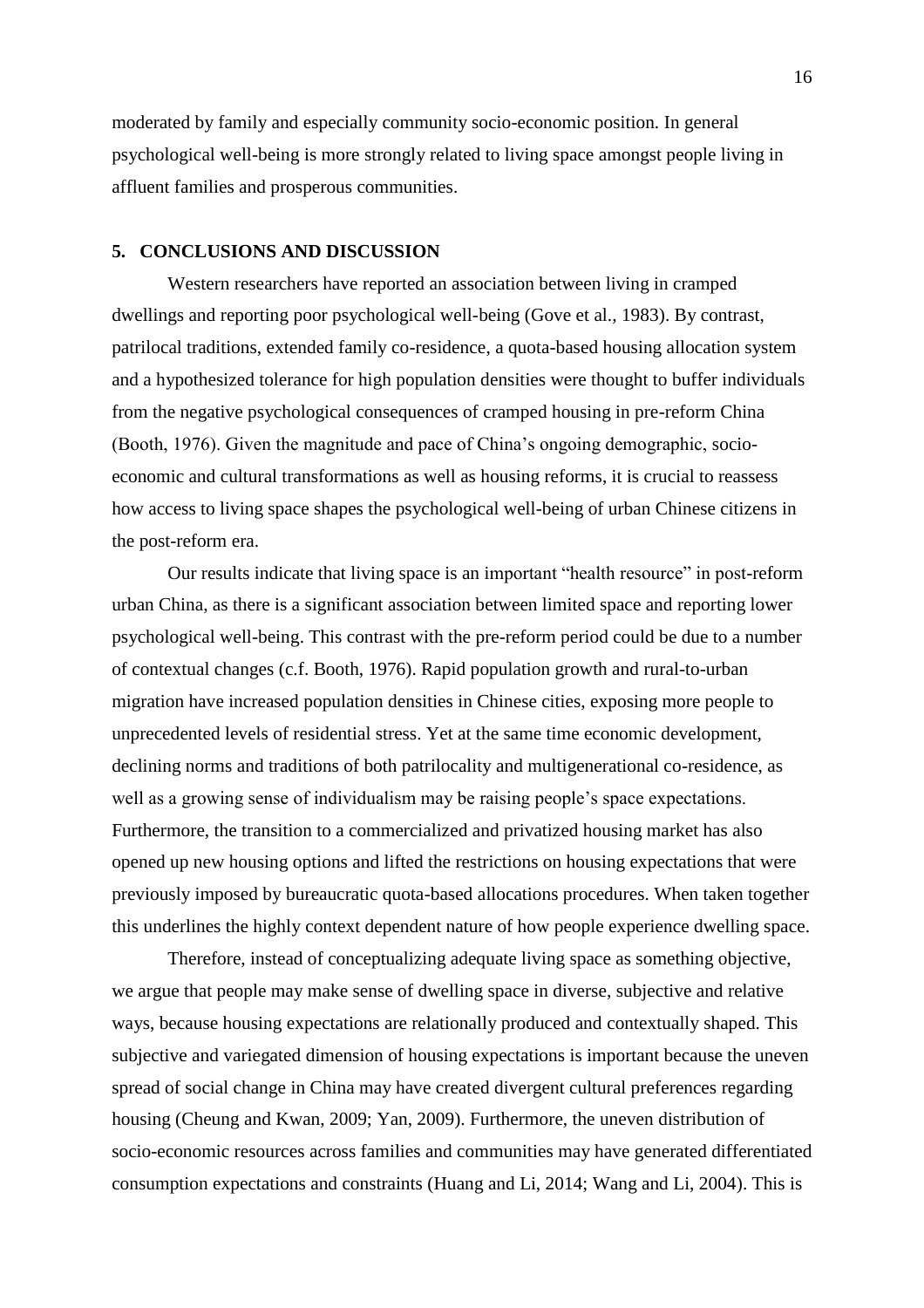moderated by family and especially community socio-economic position. In general psychological well-being is more strongly related to living space amongst people living in affluent families and prosperous communities.

## 5. CONCLUSIONS AND DISCUSSION

Western researchers have reported an association between living in cramped dwellings and reporting poor psychological well-being (Gove et al., 1983). By contrast, patrilocal traditions, extended family co-residence, a quota-based housing allocation system and a hypothesized tolerance for high population densities were thought to buffer individuals from the negative psychological consequences of cramped housing in pre-reform China (Booth, 1976). Given the magnitude and pace of China's ongoing demographic, socio-economic and cultural transformations as well as housing reforms, it is crucial to reassess how access to living space shapes the psychological well-being of urban Chinese citizens in the post-reform era.

Our results indicate that living space is an important "health resource" in post-reform urban China, as there is a significant association between limited space and reporting lower psychological well-being. This contrast with the pre-reform period could be due to a number of contextual changes (c.f. Booth, 1976). Rapid population growth and rural-to-urban migration have increased population densities in Chinese cities, exposing more people to unprecedented levels of residential stress. Yet at the same time economic development, declining norms and traditions of both patrilocality and multigenerational co-residence, as well as a growing sense of individualism may be raising people's space expectations. Furthermore, the transition to a commercialized and privatized housing market has also opened up new housing options and lifted the restrictions on housing expectations that were previously imposed by bureaucratic quota-based allocations procedures. When taken together this underlines the highly context dependent nature of how people experience dwelling space.

Therefore, instead of conceptualizing adequate living space as something objective, we argue that people may make sense of dwelling space in diverse, subjective and relative ways, because housing expectations are relationally produced and contextually shaped. This subjective and variegated dimension of housing expectations is important because the uneven spread of social change in China may have created divergent cultural preferences regarding housing (Cheung and Kwan, 2009; Yan, 2009). Furthermore, the uneven distribution of socio-economic resources across families and communities may have generated differentiated consumption expectations and constraints (Huang and Li, 2014; Wang and Li, 2004). This is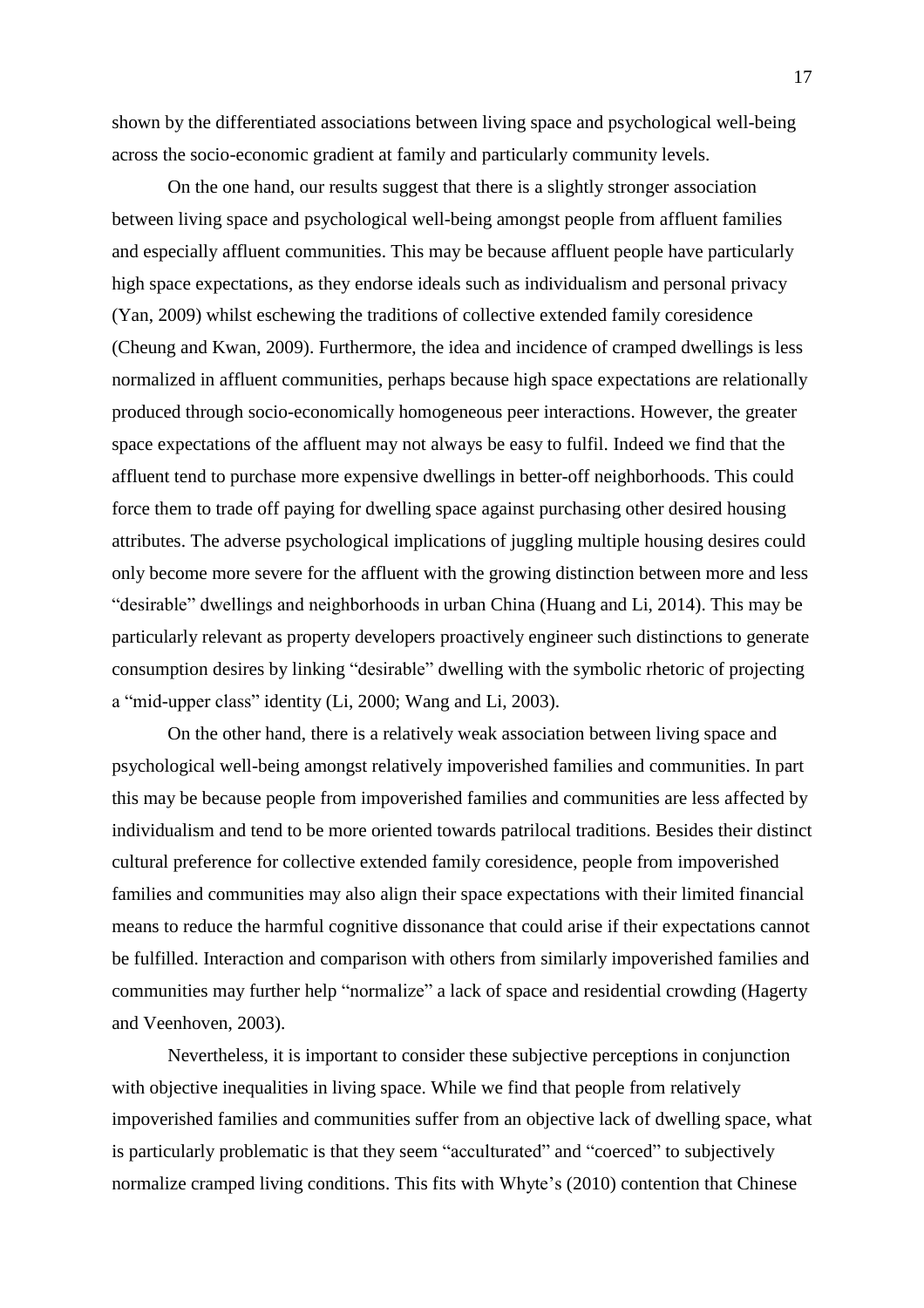shown by the differentiated associations between living space and psychological well-being across the socio-economic gradient at family and particularly community levels.

On the one hand, our results suggest that there is a slightly stronger association between living space and psychological well-being amongst people from affluent families and especially affluent communities. This may be because affluent people have particularly high space expectations, as they endorse ideals such as individualism and personal privacy (Yan, 2009) whilst eschewing the traditions of collective extended family coresidence (Cheung and Kwan, 2009). Furthermore, the idea and incidence of cramped dwellings is less normalized in affluent communities, perhaps because high space expectations are relationally produced through socio-economically homogeneous peer interactions. However, the greater space expectations of the affluent may not always be easy to fulfil. Indeed we find that the affluent tend to purchase more expensive dwellings in better-off neighborhoods. This could force them to trade off paying for dwelling space against purchasing other desired housing attributes. The adverse psychological implications of juggling multiple housing desires could only become more severe for the affluent with the growing distinction between more and less "desirable" dwellings and neighborhoods in urban China (Huang and Li, 2014). This may be particularly relevant as property developers proactively engineer such distinctions to generate consumption desires by linking "desirable" dwelling with the symbolic rhetoric of projecting a "mid-upper class" identity (Li, 2000; Wang and Li, 2003).

On the other hand, there is a relatively weak association between living space and psychological well-being amongst relatively impoverished families and communities. In part this may be because people from impoverished families and communities are less affected by individualism and tend to be more oriented towards patrilocal traditions. Besides their distinct cultural preference for collective extended family coresidence, people from impoverished families and communities may also align their space expectations with their limited financial means to reduce the harmful cognitive dissonance that could arise if their expectations cannot be fulfilled. Interaction and comparison with others from similarly impoverished families and communities may further help "normalize" a lack of space and residential crowding (Hagerty and Veenhoven, 2003).

Nevertheless, it is important to consider these subjective perceptions in conjunction with objective inequalities in living space. While we find that people from relatively impoverished families and communities suffer from an objective lack of dwelling space, what is particularly problematic is that they seem "acculturated" and "coerced" to subjectively normalize cramped living conditions. This fits with Whyte's (2010) contention that Chinese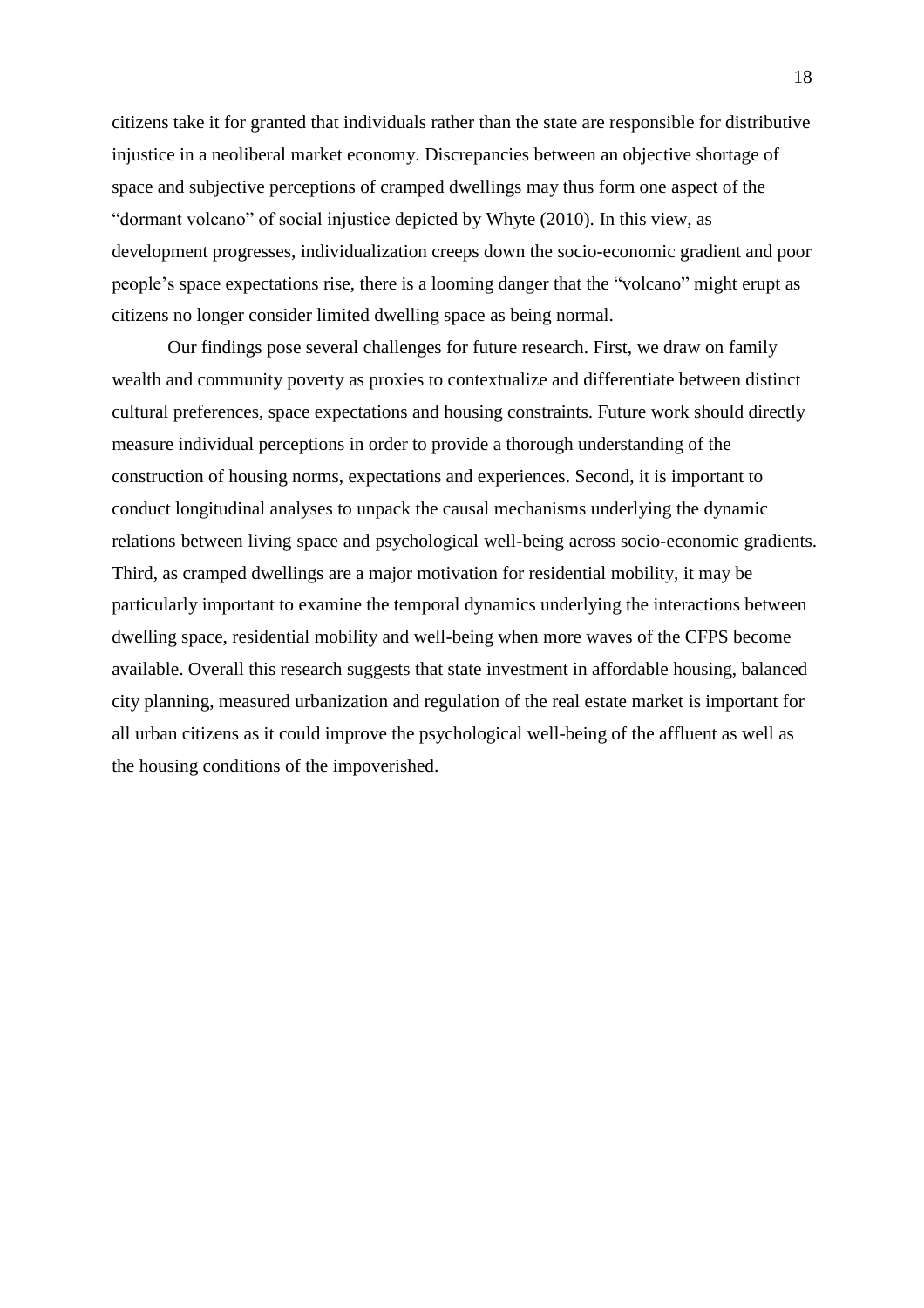citizens take it for granted that individuals rather than the state are responsible for distributive injustice in a neoliberal market economy. Discrepancies between an objective shortage of space and subjective perceptions of cramped dwellings may thus form one aspect of the "dormant volcano" of social injustice depicted by Whyte (2010). In this view, as development progresses, individualization creeps down the socio-economic gradient and poor people's space expectations rise, there is a looming danger that the "volcano" might erupt as citizens no longer consider limited dwelling space as being normal.

Our findings pose several challenges for future research. First, we draw on family wealth and community poverty as proxies to contextualize and differentiate between distinct cultural preferences, space expectations and housing constraints. Future work should directly measure individual perceptions in order to provide a thorough understanding of the construction of housing norms, expectations and experiences. Second, it is important to conduct longitudinal analyses to unpack the causal mechanisms underlying the dynamic relations between living space and psychological well-being across socio-economic gradients. Third, as cramped dwellings are a major motivation for residential mobility, it may be particularly important to examine the temporal dynamics underlying the interactions between dwelling space, residential mobility and well-being when more waves of the CFPS become available. Overall this research suggests that state investment in affordable housing, balanced city planning, measured urbanization and regulation of the real estate market is important for all urban citizens as it could improve the psychological well-being of the affluent as well as the housing conditions of the impoverished.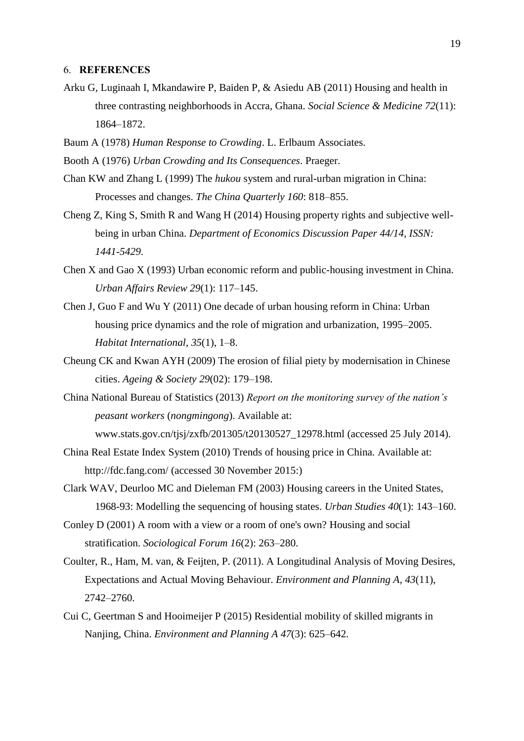## 6. REFERENCES

Arku G, Luginaah I, Mkandawire P, Baiden P, & Asiedu AB (2011) Housing and health in three contrasting neighborhoods in Accra, Ghana. *Social Science & Medicine 72*(11): 1864–1872.

Baum A (1978) *Human Response to Crowding*. L. Erlbaum Associates.

Booth A (1976) *Urban Crowding and Its Consequences*. Praeger.

Chan KW and Zhang L (1999) The *hukou* system and rural-urban migration in China: Processes and changes. *The China Quarterly 160*: 818–855.

Cheng Z, King S, Smith R and Wang H (2014) Housing property rights and subjective well-being in urban China. *Department of Economics Discussion Paper 44/14, ISSN: 1441-5429*.

Chen X and Gao X (1993) Urban economic reform and public-housing investment in China. *Urban Affairs Review 29*(1): 117–145.

Chen J, Guo F and Wu Y (2011) One decade of urban housing reform in China: Urban housing price dynamics and the role of migration and urbanization, 1995–2005. *Habitat International*, *35*(1), 1–8.

Cheung CK and Kwan AYH (2009) The erosion of filial piety by modernisation in Chinese cities. *Ageing & Society 29*(02): 179–198.

China National Bureau of Statistics (2013) *Report on the monitoring survey of the nation's peasant workers* (*nongmingong*). Available at: www.stats.gov.cn/tjsj/zxfb/201305/t20130527_12978.html (accessed 25 July 2014).

China Real Estate Index System (2010) Trends of housing price in China. Available at: http://fdc.fang.com/ (accessed 30 November 2015:)

Clark WAV, Deurloo MC and Dieleman FM (2003) Housing careers in the United States, 1968-93: Modelling the sequencing of housing states. *Urban Studies 40*(1): 143–160.

Conley D (2001) A room with a view or a room of one's own? Housing and social stratification. *Sociological Forum 16*(2): 263–280.

Coulter, R., Ham, M. van, & Feijten, P. (2011). A Longitudinal Analysis of Moving Desires, Expectations and Actual Moving Behaviour. *Environment and Planning A*, *43*(11), 2742–2760.

Cui C, Geertman S and Hooimeijer P (2015) Residential mobility of skilled migrants in Nanjing, China. *Environment and Planning A 47*(3): 625–642.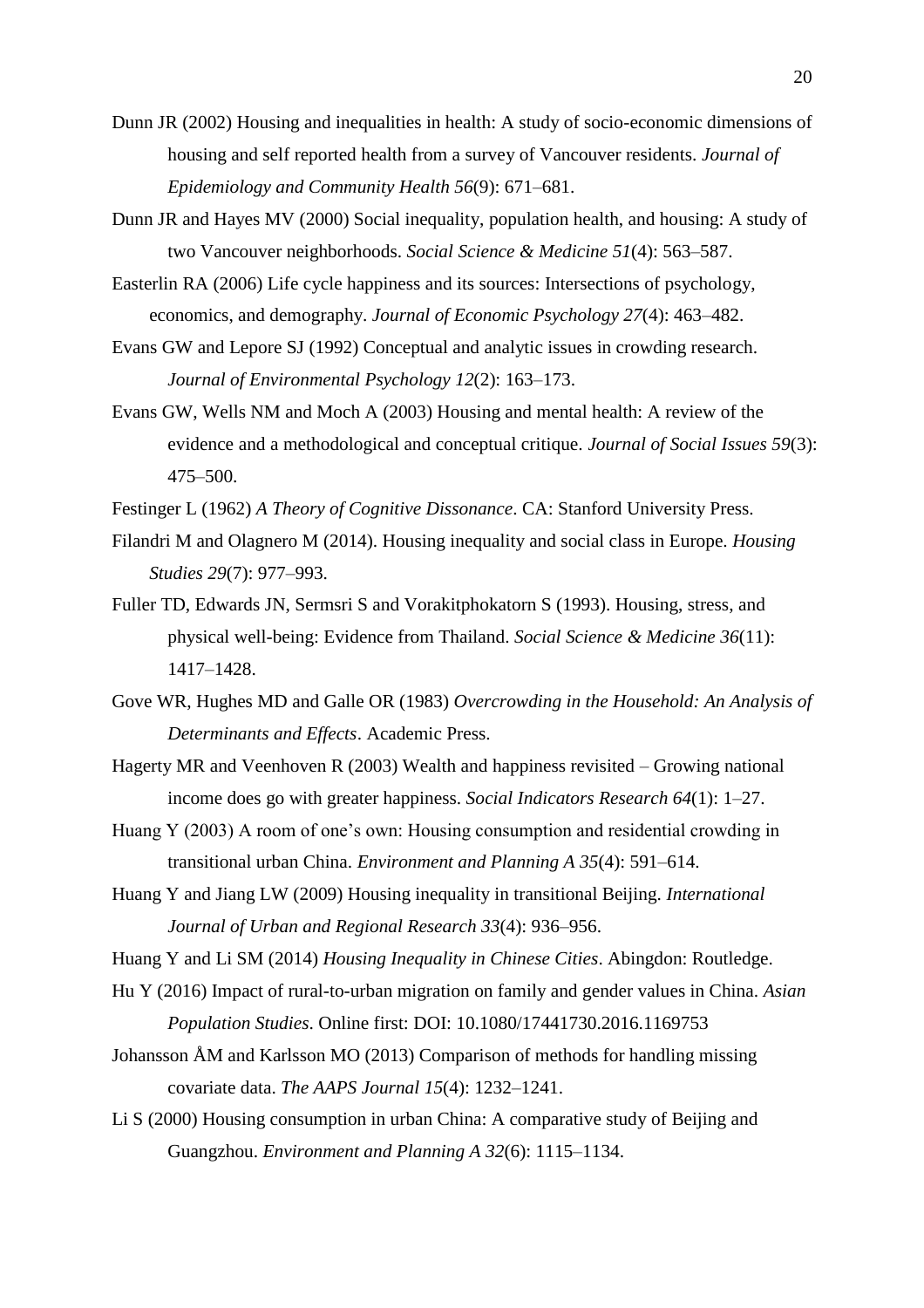Dunn JR (2002) Housing and inequalities in health: A study of socio-economic dimensions of housing and self reported health from a survey of Vancouver residents. *Journal of Epidemiology and Community Health 56*(9): 671–681.

Dunn JR and Hayes MV (2000) Social inequality, population health, and housing: A study of two Vancouver neighborhoods. *Social Science & Medicine 51*(4): 563–587.

Easterlin RA (2006) Life cycle happiness and its sources: Intersections of psychology, economics, and demography. *Journal of Economic Psychology 27*(4): 463–482.

Evans GW and Lepore SJ (1992) Conceptual and analytic issues in crowding research. *Journal of Environmental Psychology 12*(2): 163–173.

Evans GW, Wells NM and Moch A (2003) Housing and mental health: A review of the evidence and a methodological and conceptual critique. *Journal of Social Issues 59*(3): 475–500.

Festinger L (1962) *A Theory of Cognitive Dissonance*. CA: Stanford University Press.

Filandri M and Olagnero M (2014). Housing inequality and social class in Europe. *Housing Studies 29*(7): 977–993.

Fuller TD, Edwards JN, Sermsri S and Vorakitphokatorn S (1993). Housing, stress, and physical well-being: Evidence from Thailand. *Social Science & Medicine 36*(11): 1417–1428.

Gove WR, Hughes MD and Galle OR (1983) *Overcrowding in the Household: An Analysis of Determinants and Effects*. Academic Press.

Hagerty MR and Veenhoven R (2003) Wealth and happiness revisited – Growing national income does go with greater happiness. *Social Indicators Research 64*(1): 1–27.

Huang Y (2003) A room of one's own: Housing consumption and residential crowding in transitional urban China. *Environment and Planning A 35*(4): 591–614.

Huang Y and Jiang LW (2009) Housing inequality in transitional Beijing. *International Journal of Urban and Regional Research 33*(4): 936–956.

Huang Y and Li SM (2014) *Housing Inequality in Chinese Cities*. Abingdon: Routledge.

Hu Y (2016) Impact of rural-to-urban migration on family and gender values in China. *Asian Population Studies*. Online first: DOI: 10.1080/17441730.2016.1169753

Johansson ÅM and Karlsson MO (2013) Comparison of methods for handling missing covariate data. *The AAPS Journal 15*(4): 1232–1241.

Li S (2000) Housing consumption in urban China: A comparative study of Beijing and Guangzhou. *Environment and Planning A 32*(6): 1115–1134.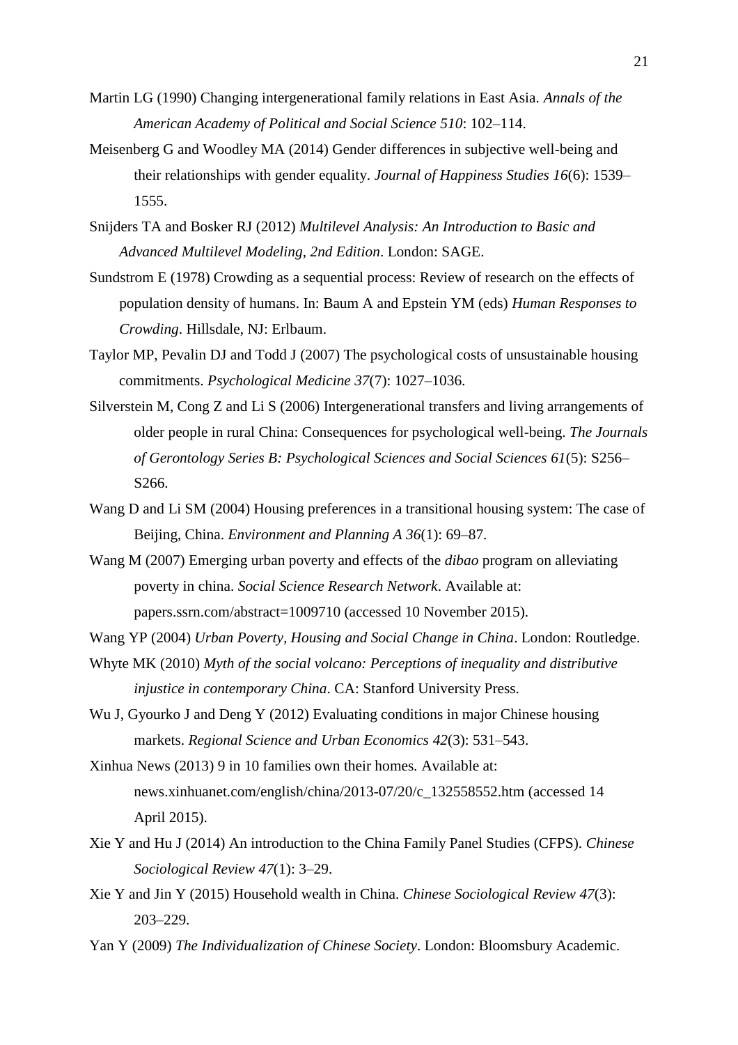Martin LG (1990) Changing intergenerational family relations in East Asia. *Annals of the American Academy of Political and Social Science 510*: 102–114.

Meisenberg G and Woodley MA (2014) Gender differences in subjective well-being and their relationships with gender equality. *Journal of Happiness Studies 16*(6): 1539–1555.

Snijders TA and Bosker RJ (2012) *Multilevel Analysis: An Introduction to Basic and Advanced Multilevel Modeling*, *2nd Edition*. London: SAGE.

Sundstrom E (1978) Crowding as a sequential process: Review of research on the effects of population density of humans. In: Baum A and Epstein YM (eds) *Human Responses to Crowding*. Hillsdale, NJ: Erlbaum.

Taylor MP, Pevalin DJ and Todd J (2007) The psychological costs of unsustainable housing commitments. *Psychological Medicine 37*(7): 1027–1036.

Silverstein M, Cong Z and Li S (2006) Intergenerational transfers and living arrangements of older people in rural China: Consequences for psychological well-being. *The Journals of Gerontology Series B: Psychological Sciences and Social Sciences 61*(5): S256–S266.

Wang D and Li SM (2004) Housing preferences in a transitional housing system: The case of Beijing, China. *Environment and Planning A 36*(1): 69–87.

Wang M (2007) Emerging urban poverty and effects of the *dibao* program on alleviating poverty in china. *Social Science Research Network*. Available at: papers.ssrn.com/abstract=1009710 (accessed 10 November 2015).

Wang YP (2004) *Urban Poverty, Housing and Social Change in China*. London: Routledge.

Whyte MK (2010) *Myth of the social volcano: Perceptions of inequality and distributive injustice in contemporary China*. CA: Stanford University Press.

Wu J, Gyourko J and Deng Y (2012) Evaluating conditions in major Chinese housing markets. *Regional Science and Urban Economics 42*(3): 531–543.

Xinhua News (2013) 9 in 10 families own their homes. Available at: news.xinhuanet.com/english/china/2013-07/20/c_132558552.htm (accessed 14 April 2015).

Xie Y and Hu J (2014) An introduction to the China Family Panel Studies (CFPS). *Chinese Sociological Review 47*(1): 3–29.

Xie Y and Jin Y (2015) Household wealth in China. *Chinese Sociological Review 47*(3): 203–229.

Yan Y (2009) *The Individualization of Chinese Society*. London: Bloomsbury Academic.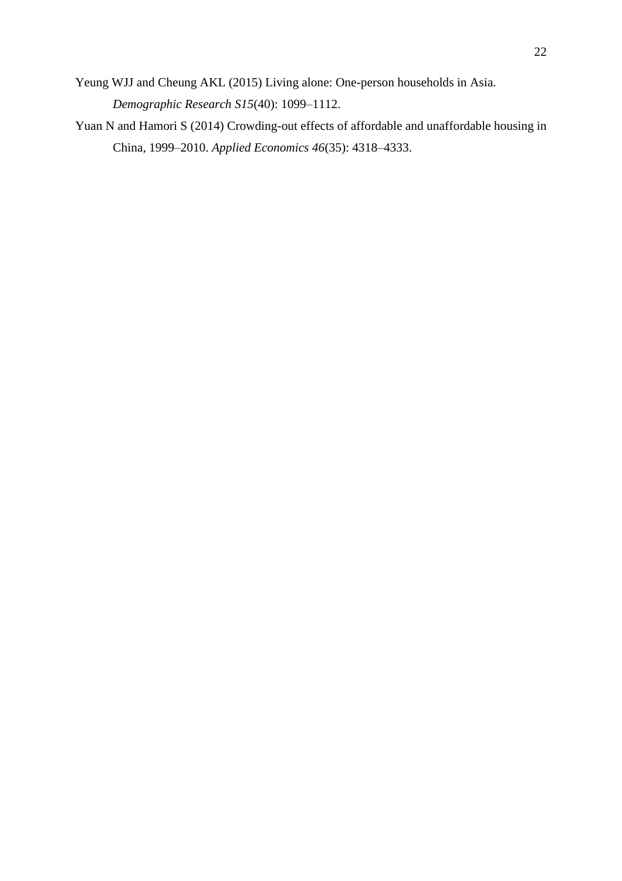Yeung WJJ and Cheung AKL (2015) Living alone: One-person households in Asia. *Demographic Research S15*(40): 1099–1112.

Yuan N and Hamori S (2014) Crowding-out effects of affordable and unaffordable housing in China, 1999–2010. *Applied Economics 46*(35): 4318–4333.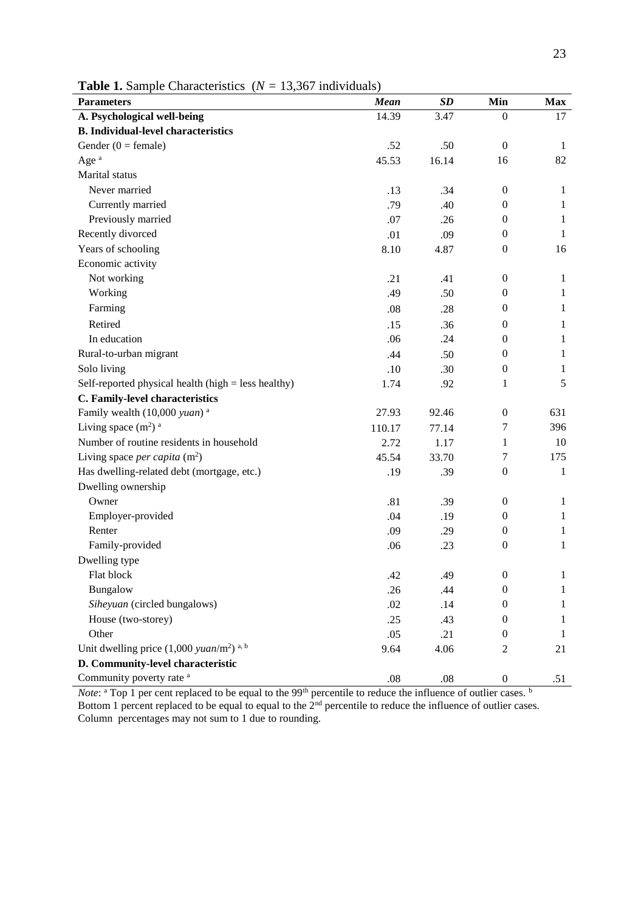**Table 1.** Sample Characteristics ($N$ = 13,367 individuals)

| Parameters | *Mean* | *SD* | Min | Max |
|---|---|---|---|---|
| **A. Psychological well-being** | 14.39 | 3.47 | 0 | 17 |
| **B. Individual-level characteristics** | | | | |
| Gender (0 = female) | .52 | .50 | 0 | 1 |
| Age [a] | 45.53 | 16.14 | 16 | 82 |
| Marital status | | | | |
| Never married | .13 | .34 | 0 | 1 |
| Currently married | .79 | .40 | 0 | 1 |
| Previously married | .07 | .26 | 0 | 1 |
| Recently divorced | .01 | .09 | 0 | 1 |
| Years of schooling | 8.10 | 4.87 | 0 | 16 |
| Economic activity | | | | |
| Not working | .21 | .41 | 0 | 1 |
| Working | .49 | .50 | 0 | 1 |
| Farming | .08 | .28 | 0 | 1 |
| Retired | .15 | .36 | 0 | 1 |
| In education | .06 | .24 | 0 | 1 |
| Rural-to-urban migrant | .44 | .50 | 0 | 1 |
| Solo living | .10 | .30 | 0 | 1 |
| Self-reported physical health (high = less healthy) | 1.74 | .92 | 1 | 5 |
| **C. Family-level characteristics** | | | | |
| Family wealth (10,000 *yuan*) [a] | 27.93 | 92.46 | 0 | 631 |
| Living space ($m^2$) [a] | 110.17 | 77.14 | 7 | 396 |
| Number of routine residents in household | 2.72 | 1.17 | 1 | 10 |
| Living space *per capita* ($m^2$) | 45.54 | 33.70 | 7 | 175 |
| Has dwelling-related debt (mortgage, etc.) | .19 | .39 | 0 | 1 |
| Dwelling ownership | | | | |
| Owner | .81 | .39 | 0 | 1 |
| Employer-provided | .04 | .19 | 0 | 1 |
| Renter | .09 | .29 | 0 | 1 |
| Family-provided | .06 | .23 | 0 | 1 |
| Dwelling type | | | | |
| Flat block | .42 | .49 | 0 | 1 |
| Bungalow | .26 | .44 | 0 | 1 |
| *Siheyuan* (circled bungalows) | .02 | .14 | 0 | 1 |
| House (two-storey) | .25 | .43 | 0 | 1 |
| Other | .05 | .21 | 0 | 1 |
| Unit dwelling price (1,000 *yuan*/$m^2$) [a, b] | 9.64 | 4.06 | 2 | 21 |
| **D. Community-level characteristic** | | | | |
| Community poverty rate [a] | .08 | .08 | 0 | .51 |

*Note*: [a] Top 1 per cent replaced to be equal to the 99th percentile to reduce the influence of outlier cases. [b] Bottom 1 percent replaced to be equal to equal to the 2nd percentile to reduce the influence of outlier cases. Column percentages may not sum to 1 due to rounding.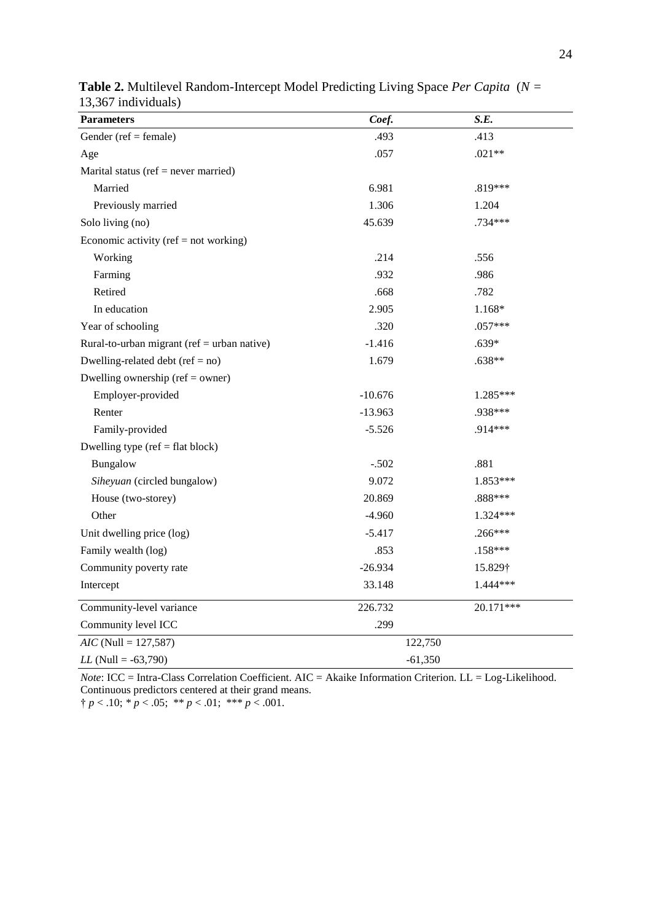**Table 2.** Multilevel Random-Intercept Model Predicting Living Space *Per Capita* ($N$ = 13,367 individuals)

| Parameters | *Coef.* | *S.E.* |
|---|---|---|
| Gender (ref = female) | .493 | .413 |
| Age | .057 | .021** |
| Marital status (ref = never married) | | |
| Married | 6.981 | .819*** |
| Previously married | 1.306 | 1.204 |
| Solo living (no) | 45.639 | .734*** |
| Economic activity (ref = not working) | | |
| Working | .214 | .556 |
| Farming | .932 | .986 |
| Retired | .668 | .782 |
| In education | 2.905 | 1.168* |
| Year of schooling | .320 | .057*** |
| Rural-to-urban migrant (ref = urban native) | -1.416 | .639* |
| Dwelling-related debt (ref = no) | 1.679 | .638** |
| Dwelling ownership (ref = owner) | | |
| Employer-provided | -10.676 | 1.285*** |
| Renter | -13.963 | .938*** |
| Family-provided | -5.526 | .914*** |
| Dwelling type (ref = flat block) | | |
| Bungalow | -.502 | .881 |
| *Siheyuan* (circled bungalow) | 9.072 | 1.853*** |
| House (two-storey) | 20.869 | .888*** |
| Other | -4.960 | 1.324*** |
| Unit dwelling price (log) | -5.417 | .266*** |
| Family wealth (log) | .853 | .158*** |
| Community poverty rate | -26.934 | 15.829† |
| Intercept | 33.148 | 1.444*** |
| Community-level variance | 226.732 | 20.171*** |
| Community level ICC | .299 | |
| *AIC* (Null = 127,587) | 122,750 | |
| *LL* (Null = -63,790) | -61,350 | |

*Note*: ICC = Intra-Class Correlation Coefficient. AIC = Akaike Information Criterion. LL = Log-Likelihood. Continuous predictors centered at their grand means.
† $p < .10$; * $p < .05$; ** $p < .01$; *** $p < .001$.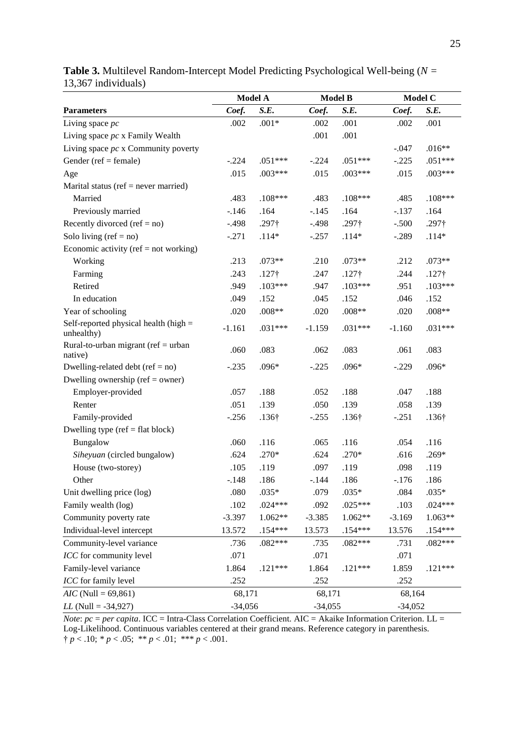**Table 3.** Multilevel Random-Intercept Model Predicting Psychological Well-being ($N$ = 13,367 individuals)

| | Model A | | Model B | | Model C | |
|---|---|---|---|---|---|---|
| **Parameters** | *Coef.* | *S.E.* | *Coef.* | *S.E.* | *Coef.* | *S.E.* |
| Living space *pc* | .002 | .001* | .002 | .001 | .002 | .001 |
| Living space *pc* x Family Wealth | | | .001 | .001 | | |
| Living space *pc* x Community poverty | | | | | -.047 | .016** |
| Gender (ref = female) | -.224 | .051*** | -.224 | .051*** | -.225 | .051*** |
| Age | .015 | .003*** | .015 | .003*** | .015 | .003*** |
| Marital status (ref = never married) | | | | | | |
| Married | .483 | .108*** | .483 | .108*** | .485 | .108*** |
| Previously married | -.146 | .164 | -.145 | .164 | -.137 | .164 |
| Recently divorced (ref = no) | -.498 | .297† | -.498 | .297† | -.500 | .297† |
| Solo living (ref = no) | -.271 | .114* | -.257 | .114* | -.289 | .114* |
| Economic activity (ref = not working) | | | | | | |
| Working | .213 | .073** | .210 | .073** | .212 | .073** |
| Farming | .243 | .127† | .247 | .127† | .244 | .127† |
| Retired | .949 | .103*** | .947 | .103*** | .951 | .103*** |
| In education | .049 | .152 | .045 | .152 | .046 | .152 |
| Year of schooling | .020 | .008** | .020 | .008** | .020 | .008** |
| Self-reported physical health (high = unhealthy) | -1.161 | .031*** | -1.159 | .031*** | -1.160 | .031*** |
| Rural-to-urban migrant (ref = urban native) | .060 | .083 | .062 | .083 | .061 | .083 |
| Dwelling-related debt (ref = no) | -.235 | .096* | -.225 | .096* | -.229 | .096* |
| Dwelling ownership (ref = owner) | | | | | | |
| Employer-provided | .057 | .188 | .052 | .188 | .047 | .188 |
| Renter | .051 | .139 | .050 | .139 | .058 | .139 |
| Family-provided | -.256 | .136† | -.255 | .136† | -.251 | .136† |
| Dwelling type (ref = flat block) | | | | | | |
| Bungalow | .060 | .116 | .065 | .116 | .054 | .116 |
| *Siheyuan* (circled bungalow) | .624 | .270* | .624 | .270* | .616 | .269* |
| House (two-storey) | .105 | .119 | .097 | .119 | .098 | .119 |
| Other | -.148 | .186 | -.144 | .186 | -.176 | .186 |
| Unit dwelling price (log) | .080 | .035* | .079 | .035* | .084 | .035* |
| Family wealth (log) | .102 | .024*** | .092 | .025*** | .103 | .024*** |
| Community poverty rate | -3.397 | 1.062** | -3.385 | 1.062** | -3.169 | 1.063** |
| Individual-level intercept | 13.572 | .154*** | 13.573 | .154*** | 13.576 | .154*** |
| Community-level variance | .736 | .082*** | .735 | .082*** | .731 | .082*** |
| *ICC* for community level | .071 | | .071 | | .071 | |
| Family-level variance | 1.864 | .121*** | 1.864 | .121*** | 1.859 | .121*** |
| *ICC* for family level | .252 | | .252 | | .252 | |
| *AIC* (Null = 69,861) | 68,171 | | 68,171 | | 68,164 | |
| *LL* (Null = -34,927) | -34,056 | | -34,055 | | -34,052 | |

*Note*: *pc* = *per capita*. ICC = Intra-Class Correlation Coefficient. AIC = Akaike Information Criterion. LL = Log-Likelihood. Continuous variables centered at their grand means. Reference category in parenthesis.
† $p < .10$; * $p < .05$; ** $p < .01$; *** $p < .001$.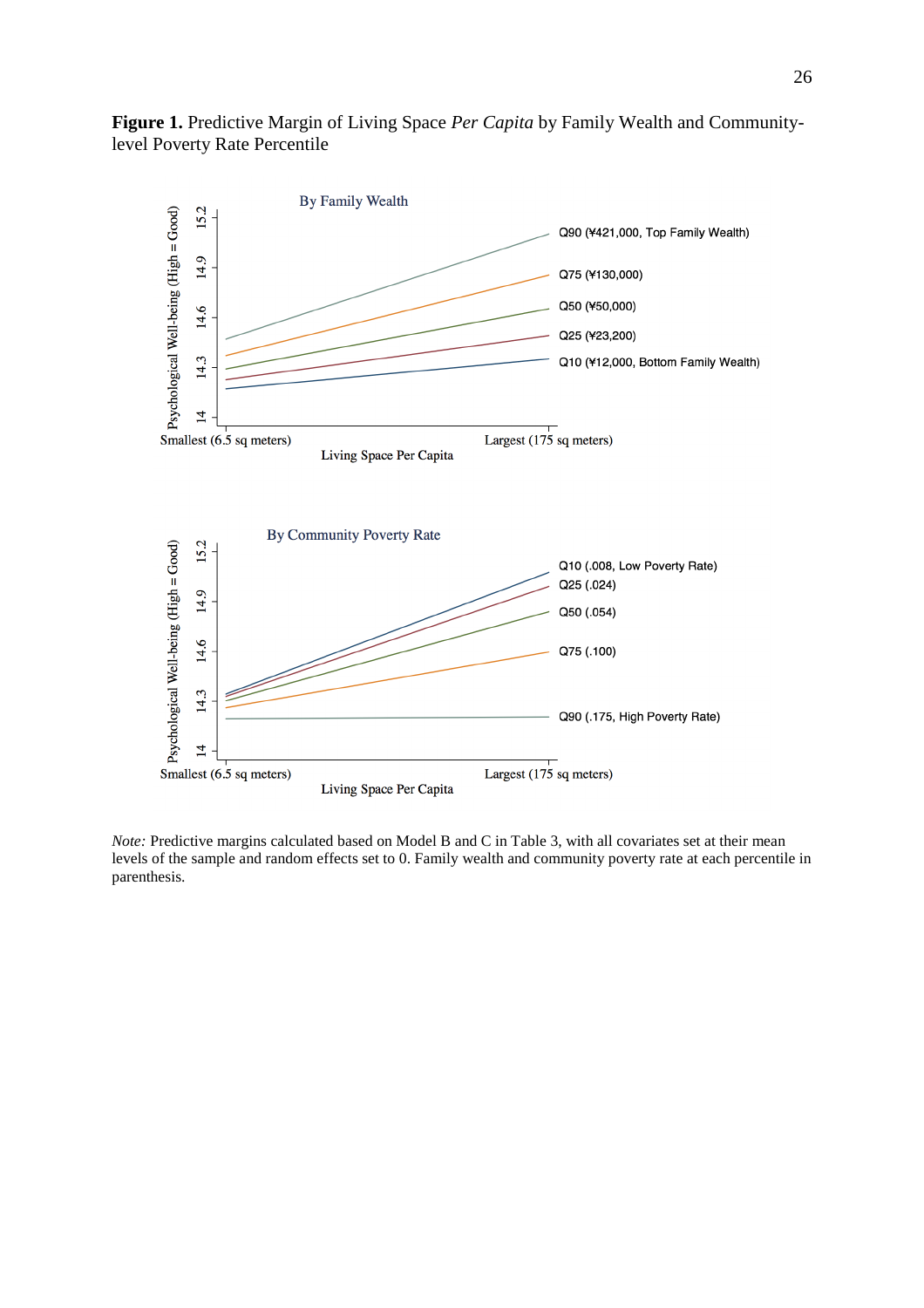**Figure 1.** Predictive Margin of Living Space *Per Capita* by Family Wealth and Community-level Poverty Rate Percentile

By Family Wealth

Psychological Well-being (High = Good)

15.2
14.9
14.6
14.3
14

Q90 (¥421,000, Top Family Wealth)
Q75 (¥130,000)
Q50 (¥50,000)
Q25 (¥23,200)
Q10 (¥12,000, Bottom Family Wealth)

Smallest (6.5 sq meters)
Largest (175 sq meters)
Living Space Per Capita

By Community Poverty Rate

Psychological Well-being (High = Good)

15.2
14.9
14.6
14.3
14

Q10 (.008, Low Poverty Rate)
Q25 (.024)
Q50 (.054)
Q75 (.100)
Q90 (.175, High Poverty Rate)

Smallest (6.5 sq meters)
Largest (175 sq meters)
Living Space Per Capita

*Note:* Predictive margins calculated based on Model B and C in Table 3, with all covariates set at their mean levels of the sample and random effects set to 0. Family wealth and community poverty rate at each percentile in parenthesis.